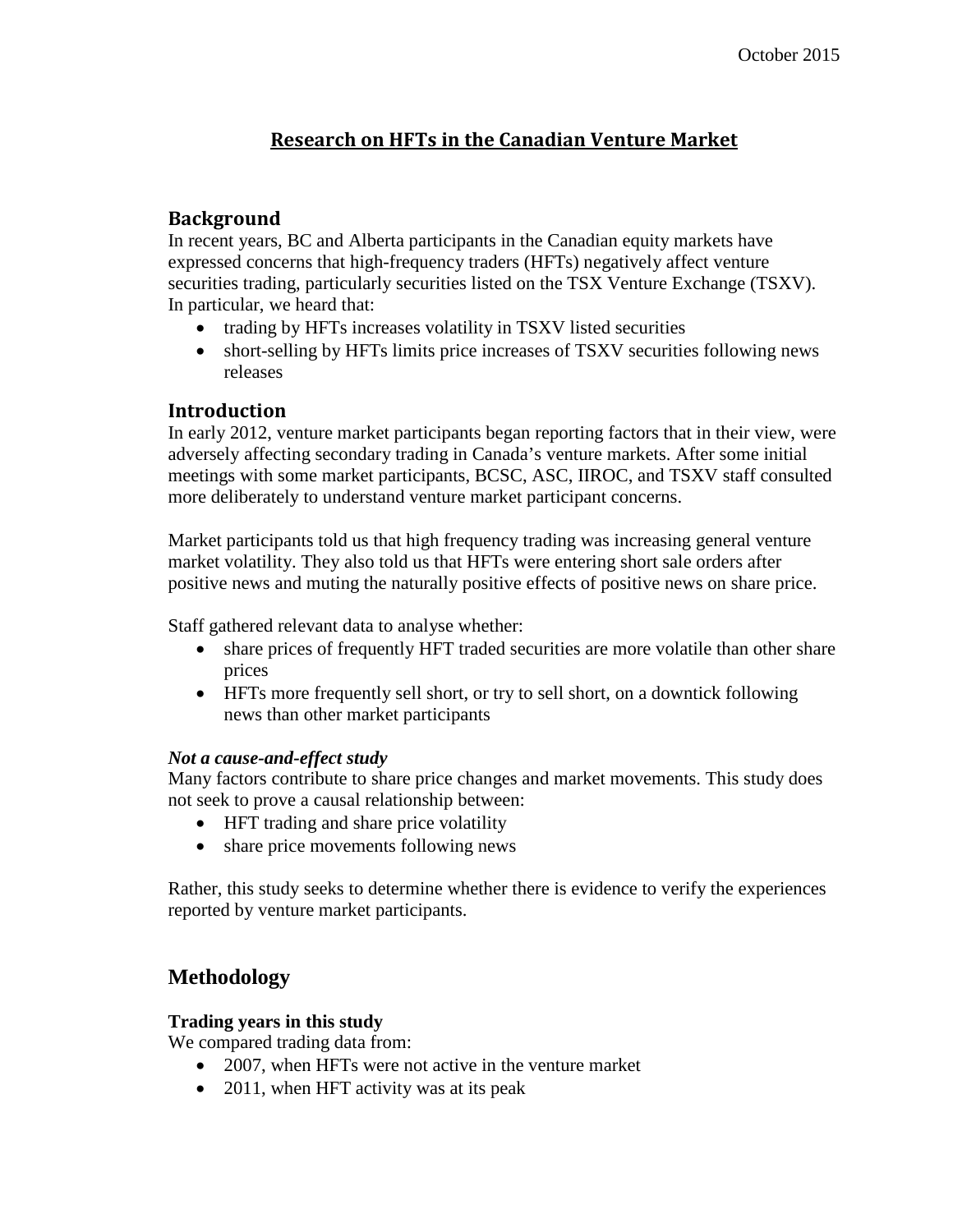October 2015

# Research on HFTs in the Canadian Venture Market

## Background

In recent years, BC and Alberta participants in the Canadian equity markets have expressed concerns that high-frequency traders (HFTs) negatively affect venture securities trading, particularly securities listed on the TSX Venture Exchange (TSXV). In particular, we heard that:

- trading by HFTs increases volatility in TSXV listed securities
- short-selling by HFTs limits price increases of TSXV securities following news releases

## Introduction

In early 2012, venture market participants began reporting factors that in their view, were adversely affecting secondary trading in Canada's venture markets. After some initial meetings with some market participants, BCSC, ASC, IIROC, and TSXV staff consulted more deliberately to understand venture market participant concerns.

Market participants told us that high frequency trading was increasing general venture market volatility. They also told us that HFTs were entering short sale orders after positive news and muting the naturally positive effects of positive news on share price.

Staff gathered relevant data to analyse whether:

- share prices of frequently HFT traded securities are more volatile than other share prices
- HFTs more frequently sell short, or try to sell short, on a downtick following news than other market participants

### *Not a cause-and-effect study*

Many factors contribute to share price changes and market movements. This study does not seek to prove a causal relationship between:

- HFT trading and share price volatility
- share price movements following news

Rather, this study seeks to determine whether there is evidence to verify the experiences reported by venture market participants.

## Methodology

### Trading years in this study

We compared trading data from:

- 2007, when HFTs were not active in the venture market
- 2011, when HFT activity was at its peak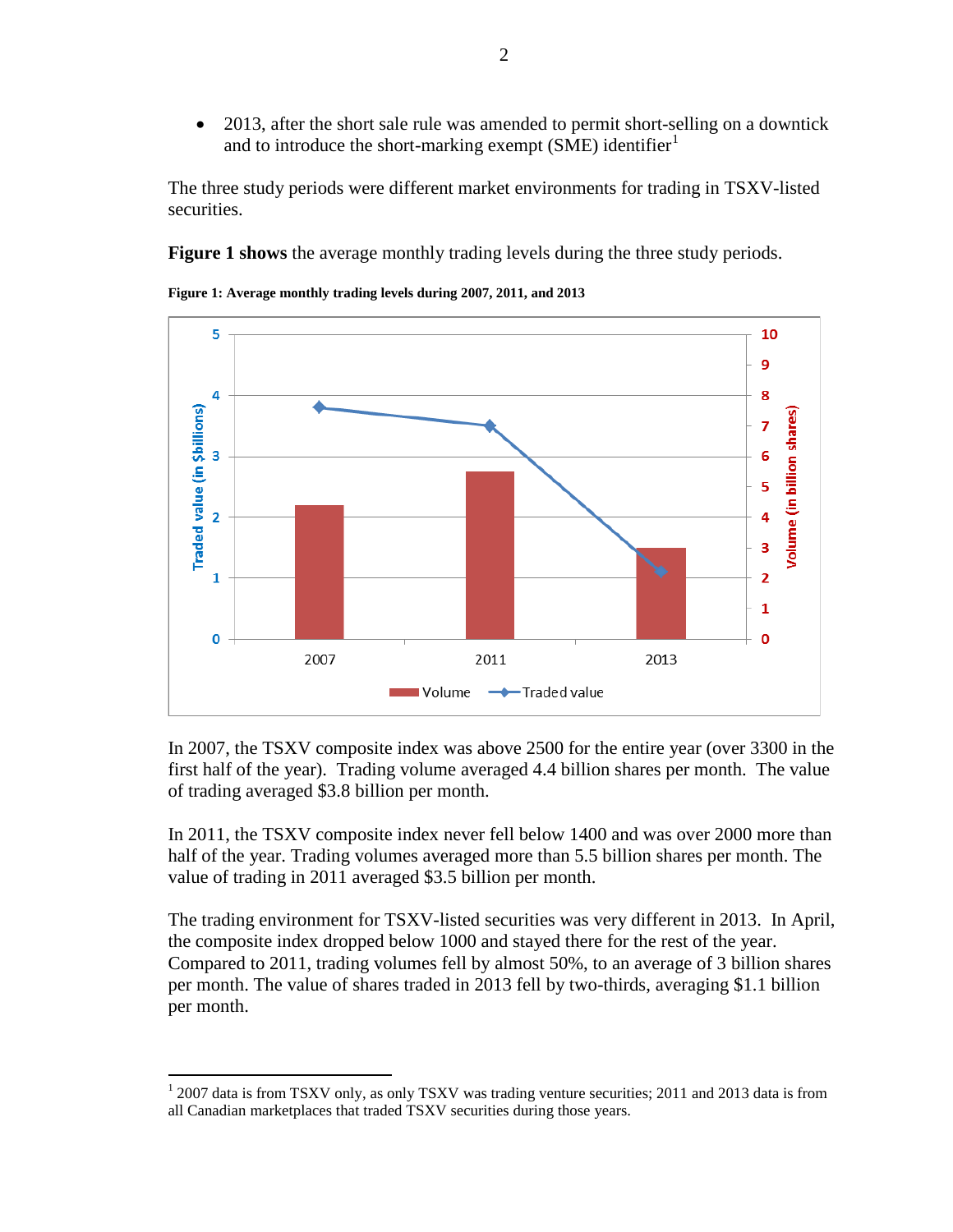- 2013, after the short sale rule was amended to permit short-selling on a downtick and to introduce the short-marking exempt (SME) identifier[1]

The three study periods were different market environments for trading in TSXV-listed securities.

**Figure 1 shows** the average monthly trading levels during the three study periods.

**Figure 1: Average monthly trading levels during 2007, 2011, and 2013**

In 2007, the TSXV composite index was above 2500 for the entire year (over 3300 in the first half of the year). Trading volume averaged 4.4 billion shares per month. The value of trading averaged $3.8 billion per month.

In 2011, the TSXV composite index never fell below 1400 and was over 2000 more than half of the year. Trading volumes averaged more than 5.5 billion shares per month. The value of trading in 2011 averaged $3.5 billion per month.

The trading environment for TSXV-listed securities was very different in 2013. In April, the composite index dropped below 1000 and stayed there for the rest of the year. Compared to 2011, trading volumes fell by almost 50%, to an average of 3 billion shares per month. The value of shares traded in 2013 fell by two-thirds, averaging $1.1 billion per month.

[1] 2007 data is from TSXV only, as only TSXV was trading venture securities; 2011 and 2013 data is from all Canadian marketplaces that traded TSXV securities during those years.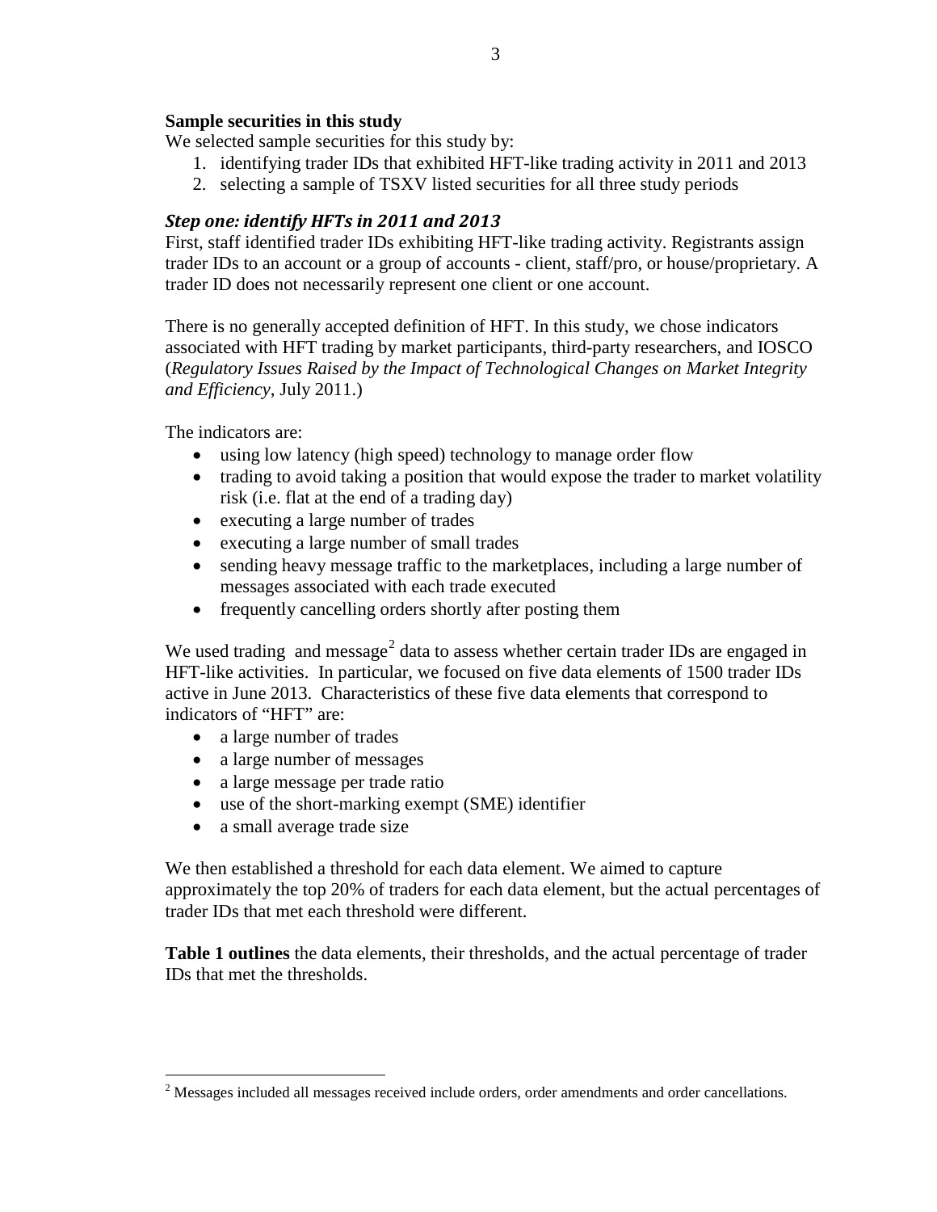**Sample securities in this study**

We selected sample securities for this study by:

1. identifying trader IDs that exhibited HFT-like trading activity in 2011 and 2013
2. selecting a sample of TSXV listed securities for all three study periods

### *Step one: identify HFTs in 2011 and 2013*

First, staff identified trader IDs exhibiting HFT-like trading activity. Registrants assign trader IDs to an account or a group of accounts - client, staff/pro, or house/proprietary. A trader ID does not necessarily represent one client or one account.

There is no generally accepted definition of HFT. In this study, we chose indicators associated with HFT trading by market participants, third-party researchers, and IOSCO (*Regulatory Issues Raised by the Impact of Technological Changes on Market Integrity and Efficiency*, July 2011.)

The indicators are:

- using low latency (high speed) technology to manage order flow
- trading to avoid taking a position that would expose the trader to market volatility risk (i.e. flat at the end of a trading day)
- executing a large number of trades
- executing a large number of small trades
- sending heavy message traffic to the marketplaces, including a large number of messages associated with each trade executed
- frequently cancelling orders shortly after posting them

We used trading and message[2] data to assess whether certain trader IDs are engaged in HFT-like activities. In particular, we focused on five data elements of 1500 trader IDs active in June 2013. Characteristics of these five data elements that correspond to indicators of "HFT" are:

- a large number of trades
- a large number of messages
- a large message per trade ratio
- use of the short-marking exempt (SME) identifier
- a small average trade size

We then established a threshold for each data element. We aimed to capture approximately the top 20% of traders for each data element, but the actual percentages of trader IDs that met each threshold were different.

**Table 1 outlines** the data elements, their thresholds, and the actual percentage of trader IDs that met the thresholds.

[2] Messages included all messages received include orders, order amendments and order cancellations.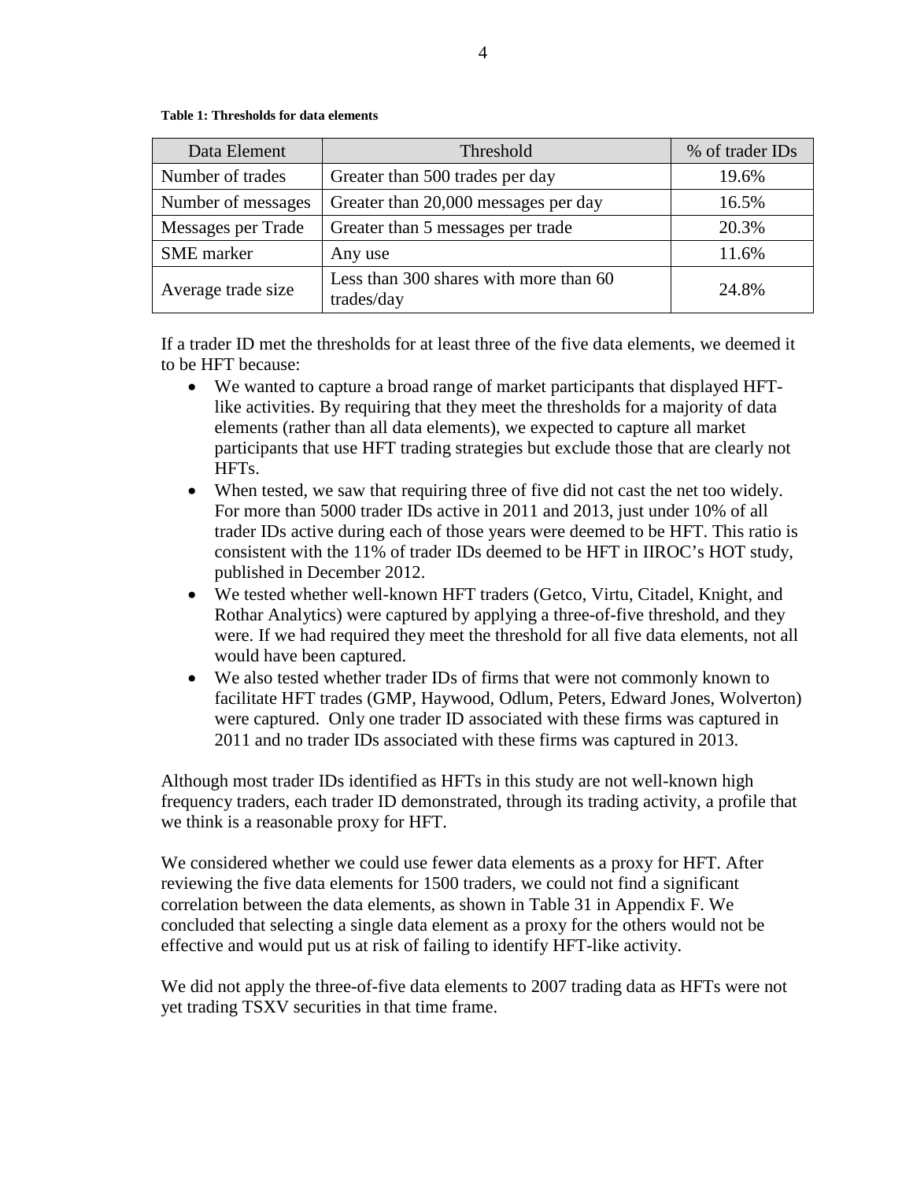**Table 1: Thresholds for data elements**

| Data Element | Threshold | % of trader IDs |
|---|---|---|
| Number of trades | Greater than 500 trades per day | 19.6% |
| Number of messages | Greater than 20,000 messages per day | 16.5% |
| Messages per Trade | Greater than 5 messages per trade | 20.3% |
| SME marker | Any use | 11.6% |
| Average trade size | Less than 300 shares with more than 60 trades/day | 24.8% |

If a trader ID met the thresholds for at least three of the five data elements, we deemed it to be HFT because:

- We wanted to capture a broad range of market participants that displayed HFT-like activities. By requiring that they meet the thresholds for a majority of data elements (rather than all data elements), we expected to capture all market participants that use HFT trading strategies but exclude those that are clearly not HFTs.
- When tested, we saw that requiring three of five did not cast the net too widely. For more than 5000 trader IDs active in 2011 and 2013, just under 10% of all trader IDs active during each of those years were deemed to be HFT. This ratio is consistent with the 11% of trader IDs deemed to be HFT in IIROC's HOT study, published in December 2012.
- We tested whether well-known HFT traders (Getco, Virtu, Citadel, Knight, and Rothar Analytics) were captured by applying a three-of-five threshold, and they were. If we had required they meet the threshold for all five data elements, not all would have been captured.
- We also tested whether trader IDs of firms that were not commonly known to facilitate HFT trades (GMP, Haywood, Odlum, Peters, Edward Jones, Wolverton) were captured. Only one trader ID associated with these firms was captured in 2011 and no trader IDs associated with these firms was captured in 2013.

Although most trader IDs identified as HFTs in this study are not well-known high frequency traders, each trader ID demonstrated, through its trading activity, a profile that we think is a reasonable proxy for HFT.

We considered whether we could use fewer data elements as a proxy for HFT. After reviewing the five data elements for 1500 traders, we could not find a significant correlation between the data elements, as shown in Table 31 in Appendix F. We concluded that selecting a single data element as a proxy for the others would not be effective and would put us at risk of failing to identify HFT-like activity.

We did not apply the three-of-five data elements to 2007 trading data as HFTs were not yet trading TSXV securities in that time frame.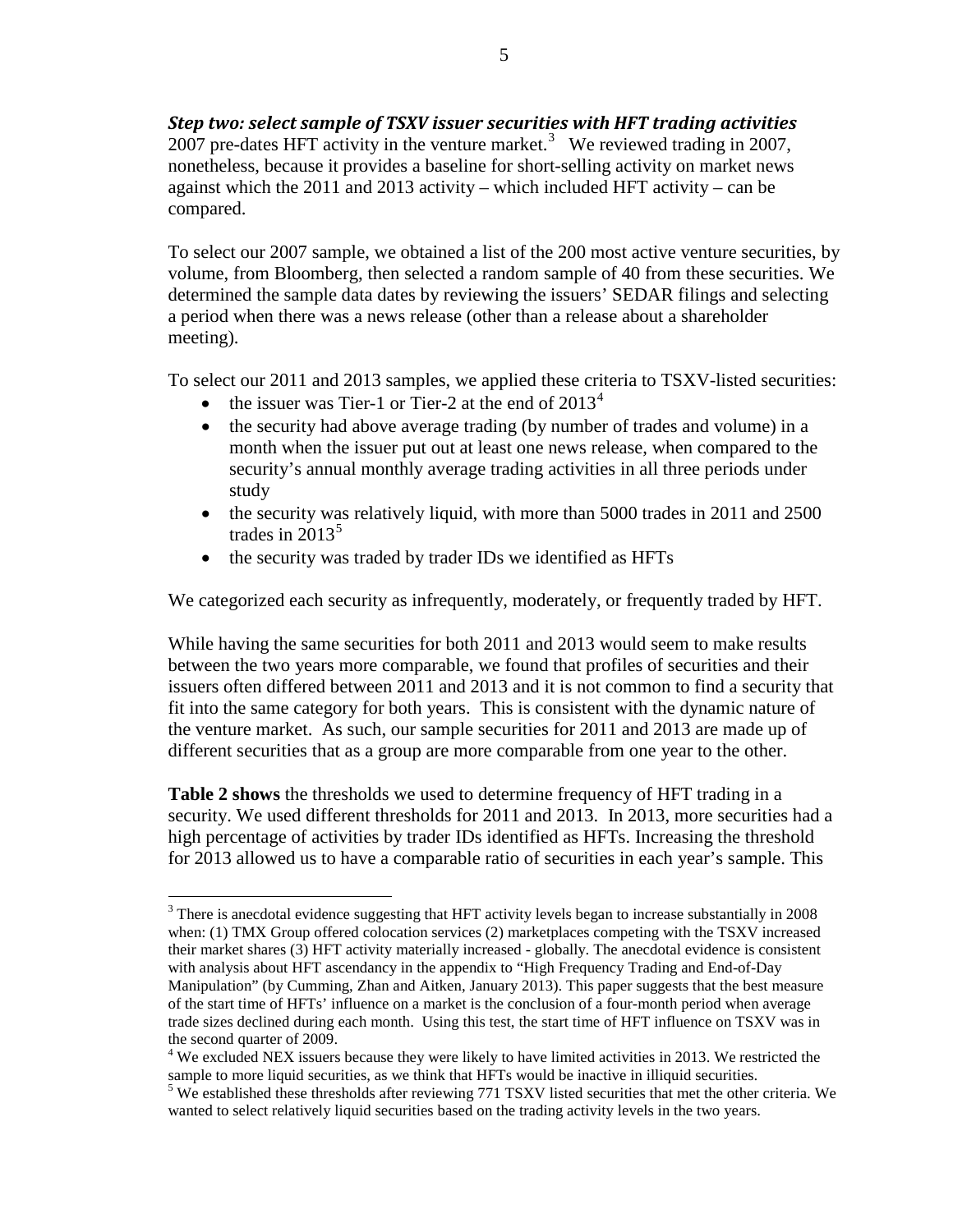***Step two: select sample of TSXV issuer securities with HFT trading activities***

2007 pre-dates HFT activity in the venture market.[3] We reviewed trading in 2007, nonetheless, because it provides a baseline for short-selling activity on market news against which the 2011 and 2013 activity – which included HFT activity – can be compared.

To select our 2007 sample, we obtained a list of the 200 most active venture securities, by volume, from Bloomberg, then selected a random sample of 40 from these securities. We determined the sample data dates by reviewing the issuers' SEDAR filings and selecting a period when there was a news release (other than a release about a shareholder meeting).

To select our 2011 and 2013 samples, we applied these criteria to TSXV-listed securities:

- the issuer was Tier-1 or Tier-2 at the end of 2013[4]
- the security had above average trading (by number of trades and volume) in a month when the issuer put out at least one news release, when compared to the security's annual monthly average trading activities in all three periods under study
- the security was relatively liquid, with more than 5000 trades in 2011 and 2500 trades in 2013[5]
- the security was traded by trader IDs we identified as HFTs

We categorized each security as infrequently, moderately, or frequently traded by HFT.

While having the same securities for both 2011 and 2013 would seem to make results between the two years more comparable, we found that profiles of securities and their issuers often differed between 2011 and 2013 and it is not common to find a security that fit into the same category for both years. This is consistent with the dynamic nature of the venture market. As such, our sample securities for 2011 and 2013 are made up of different securities that as a group are more comparable from one year to the other.

**Table 2 shows** the thresholds we used to determine frequency of HFT trading in a security. We used different thresholds for 2011 and 2013. In 2013, more securities had a high percentage of activities by trader IDs identified as HFTs. Increasing the threshold for 2013 allowed us to have a comparable ratio of securities in each year's sample. This

---

[3] There is anecdotal evidence suggesting that HFT activity levels began to increase substantially in 2008 when: (1) TMX Group offered colocation services (2) marketplaces competing with the TSXV increased their market shares (3) HFT activity materially increased - globally. The anecdotal evidence is consistent with analysis about HFT ascendancy in the appendix to "High Frequency Trading and End-of-Day Manipulation" (by Cumming, Zhan and Aitken, January 2013). This paper suggests that the best measure of the start time of HFTs' influence on a market is the conclusion of a four-month period when average trade sizes declined during each month. Using this test, the start time of HFT influence on TSXV was in the second quarter of 2009.

[4] We excluded NEX issuers because they were likely to have limited activities in 2013. We restricted the sample to more liquid securities, as we think that HFTs would be inactive in illiquid securities.

[5] We established these thresholds after reviewing 771 TSXV listed securities that met the other criteria. We wanted to select relatively liquid securities based on the trading activity levels in the two years.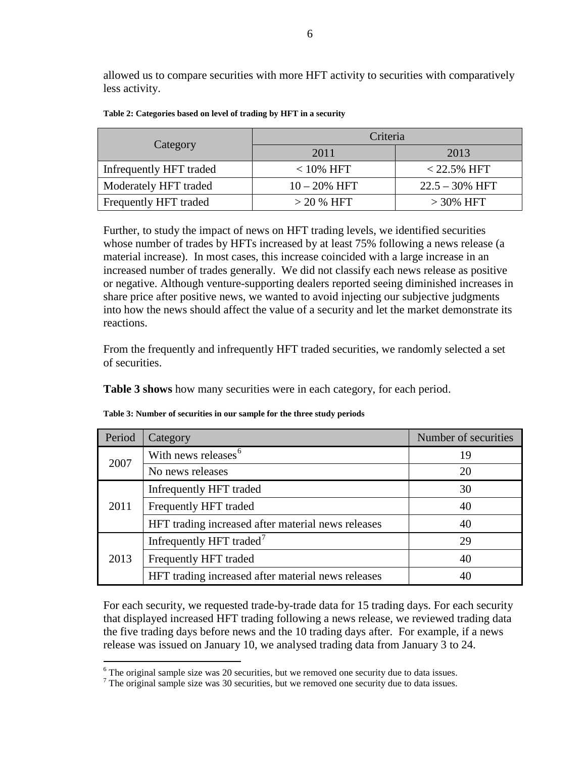allowed us to compare securities with more HFT activity to securities with comparatively less activity.

**Table 2: Categories based on level of trading by HFT in a security**

| Category | Criteria | |
|---|---|---|
| | 2011 | 2013 |
| Infrequently HFT traded | < 10% HFT | < 22.5% HFT |
| Moderately HFT traded | 10 – 20% HFT | 22.5 – 30% HFT |
| Frequently HFT traded | > 20 % HFT | > 30% HFT |

Further, to study the impact of news on HFT trading levels, we identified securities whose number of trades by HFTs increased by at least 75% following a news release (a material increase). In most cases, this increase coincided with a large increase in an increased number of trades generally. We did not classify each news release as positive or negative. Although venture-supporting dealers reported seeing diminished increases in share price after positive news, we wanted to avoid injecting our subjective judgments into how the news should affect the value of a security and let the market demonstrate its reactions.

From the frequently and infrequently HFT traded securities, we randomly selected a set of securities.

**Table 3 shows** how many securities were in each category, for each period.

**Table 3: Number of securities in our sample for the three study periods**

| Period | Category | Number of securities |
|---|---|---|
| 2007 | With news releases[6] | 19 |
| | No news releases | 20 |
| 2011 | Infrequently HFT traded | 30 |
| | Frequently HFT traded | 40 |
| | HFT trading increased after material news releases | 40 |
| 2013 | Infrequently HFT traded[7] | 29 |
| | Frequently HFT traded | 40 |
| | HFT trading increased after material news releases | 40 |

For each security, we requested trade-by-trade data for 15 trading days. For each security that displayed increased HFT trading following a news release, we reviewed trading data the five trading days before news and the 10 trading days after. For example, if a news release was issued on January 10, we analysed trading data from January 3 to 24.

[6] The original sample size was 20 securities, but we removed one security due to data issues.

[7] The original sample size was 30 securities, but we removed one security due to data issues.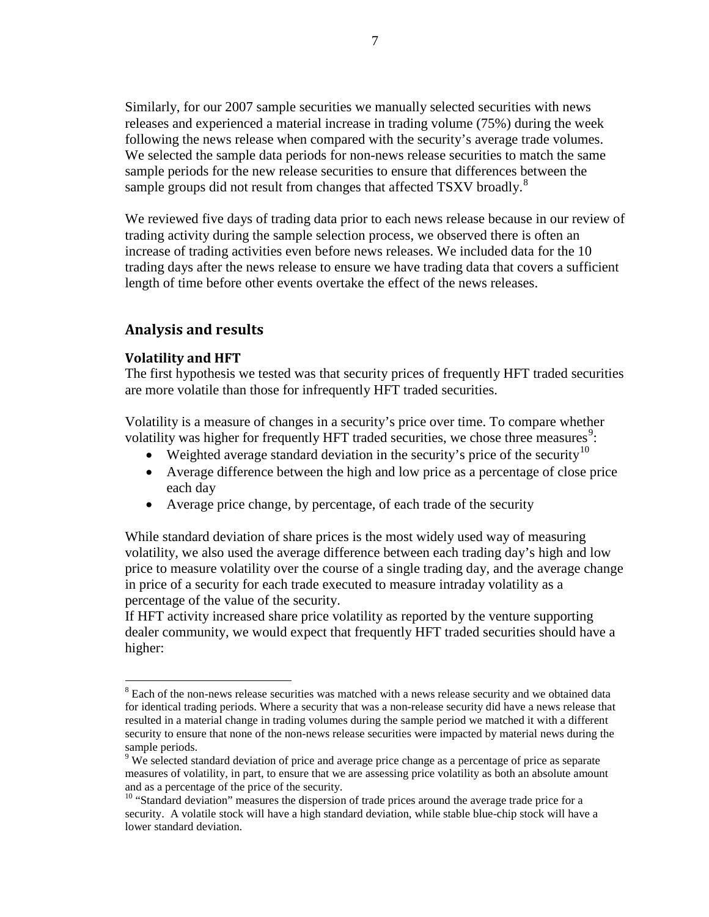Similarly, for our 2007 sample securities we manually selected securities with news releases and experienced a material increase in trading volume (75%) during the week following the news release when compared with the security's average trade volumes. We selected the sample data periods for non-news release securities to match the same sample periods for the new release securities to ensure that differences between the sample groups did not result from changes that affected TSXV broadly.[8]

We reviewed five days of trading data prior to each news release because in our review of trading activity during the sample selection process, we observed there is often an increase of trading activities even before news releases. We included data for the 10 trading days after the news release to ensure we have trading data that covers a sufficient length of time before other events overtake the effect of the news releases.

## Analysis and results

### Volatility and HFT

The first hypothesis we tested was that security prices of frequently HFT traded securities are more volatile than those for infrequently HFT traded securities.

Volatility is a measure of changes in a security's price over time. To compare whether volatility was higher for frequently HFT traded securities, we chose three measures[9]:

- Weighted average standard deviation in the security's price of the security[10]
- Average difference between the high and low price as a percentage of close price each day
- Average price change, by percentage, of each trade of the security

While standard deviation of share prices is the most widely used way of measuring volatility, we also used the average difference between each trading day's high and low price to measure volatility over the course of a single trading day, and the average change in price of a security for each trade executed to measure intraday volatility as a percentage of the value of the security.

If HFT activity increased share price volatility as reported by the venture supporting dealer community, we would expect that frequently HFT traded securities should have a higher:

---

[8] Each of the non-news release securities was matched with a news release security and we obtained data for identical trading periods. Where a security that was a non-release security did have a news release that resulted in a material change in trading volumes during the sample period we matched it with a different security to ensure that none of the non-news release securities were impacted by material news during the sample periods.

[9] We selected standard deviation of price and average price change as a percentage of price as separate measures of volatility, in part, to ensure that we are assessing price volatility as both an absolute amount and as a percentage of the price of the security.

[10] "Standard deviation" measures the dispersion of trade prices around the average trade price for a security. A volatile stock will have a high standard deviation, while stable blue-chip stock will have a lower standard deviation.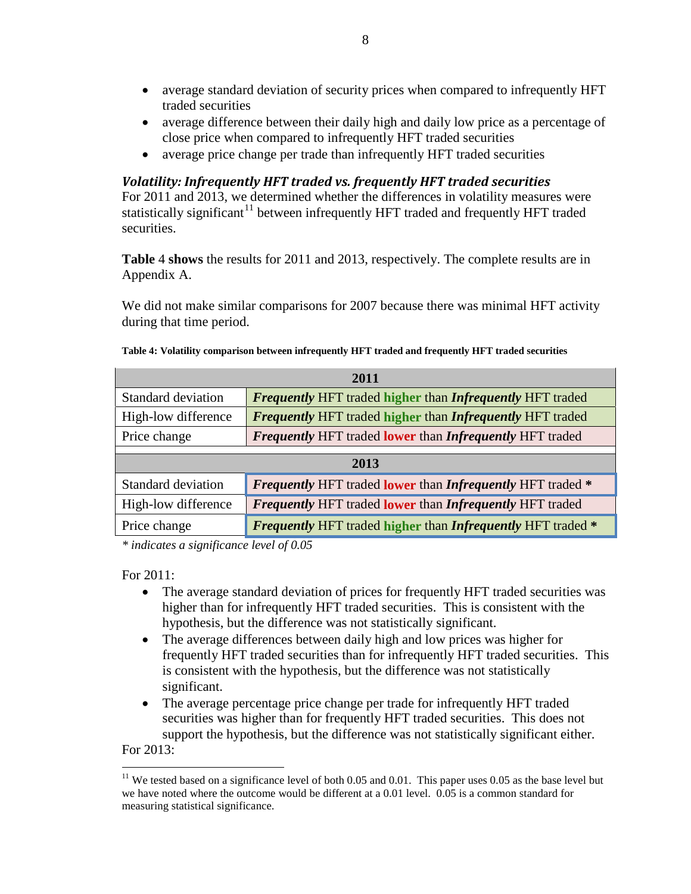- average standard deviation of security prices when compared to infrequently HFT traded securities
- average difference between their daily high and daily low price as a percentage of close price when compared to infrequently HFT traded securities
- average price change per trade than infrequently HFT traded securities

### *Volatility: Infrequently HFT traded vs. frequently HFT traded securities*

For 2011 and 2013, we determined whether the differences in volatility measures were statistically significant[11] between infrequently HFT traded and frequently HFT traded securities.

**Table** 4 **shows** the results for 2011 and 2013, respectively. The complete results are in Appendix A.

We did not make similar comparisons for 2007 because there was minimal HFT activity during that time period.

**Table 4: Volatility comparison between infrequently HFT traded and frequently HFT traded securities**

| 2011 | |
|---|---|
| Standard deviation | ***Frequently*** HFT traded **higher** than ***Infrequently*** HFT traded |
| High-low difference | ***Frequently*** HFT traded **higher** than ***Infrequently*** HFT traded |
| Price change | ***Frequently*** HFT traded **lower** than ***Infrequently*** HFT traded |
| **2013** | |
| Standard deviation | ***Frequently*** HFT traded **lower** than ***Infrequently*** HFT traded **\*** |
| High-low difference | ***Frequently*** HFT traded **lower** than ***Infrequently*** HFT traded |
| Price change | ***Frequently*** HFT traded **higher** than ***Infrequently*** HFT traded **\*** |

*\* indicates a significance level of 0.05*

For 2011:

- The average standard deviation of prices for frequently HFT traded securities was higher than for infrequently HFT traded securities. This is consistent with the hypothesis, but the difference was not statistically significant.
- The average differences between daily high and low prices was higher for frequently HFT traded securities than for infrequently HFT traded securities. This is consistent with the hypothesis, but the difference was not statistically significant.
- The average percentage price change per trade for infrequently HFT traded securities was higher than for frequently HFT traded securities. This does not support the hypothesis, but the difference was not statistically significant either.

For 2013:

[11] We tested based on a significance level of both 0.05 and 0.01. This paper uses 0.05 as the base level but we have noted where the outcome would be different at a 0.01 level. 0.05 is a common standard for measuring statistical significance.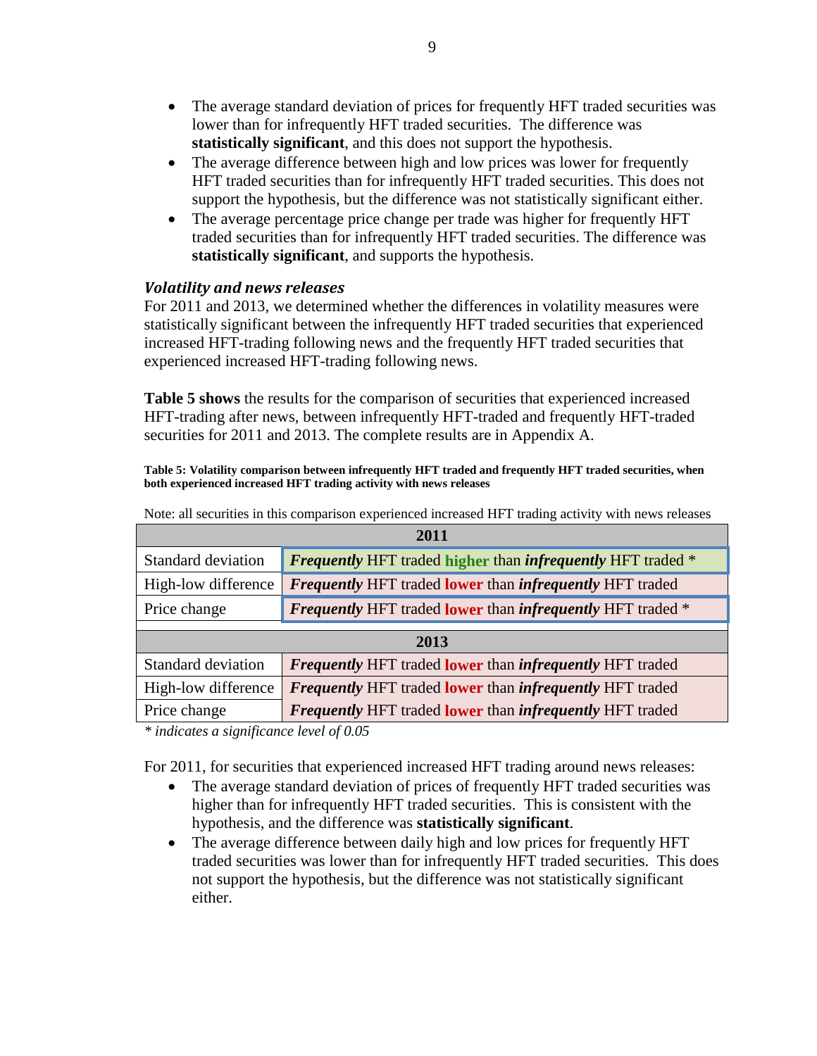- The average standard deviation of prices for frequently HFT traded securities was lower than for infrequently HFT traded securities. The difference was **statistically significant**, and this does not support the hypothesis.
- The average difference between high and low prices was lower for frequently HFT traded securities than for infrequently HFT traded securities. This does not support the hypothesis, but the difference was not statistically significant either.
- The average percentage price change per trade was higher for frequently HFT traded securities than for infrequently HFT traded securities. The difference was **statistically significant**, and supports the hypothesis.

### *Volatility and news releases*

For 2011 and 2013, we determined whether the differences in volatility measures were statistically significant between the infrequently HFT traded securities that experienced increased HFT-trading following news and the frequently HFT traded securities that experienced increased HFT-trading following news.

**Table 5 shows** the results for the comparison of securities that experienced increased HFT-trading after news, between infrequently HFT-traded and frequently HFT-traded securities for 2011 and 2013. The complete results are in Appendix A.

**Table 5: Volatility comparison between infrequently HFT traded and frequently HFT traded securities, when both experienced increased HFT trading activity with news releases**

Note: all securities in this comparison experienced increased HFT trading activity with news releases

| 2011 | |
|---|---|
| Standard deviation | ***Frequently*** HFT traded **higher** than ***infrequently*** HFT traded * |
| High-low difference | ***Frequently*** HFT traded **lower** than ***infrequently*** HFT traded |
| Price change | ***Frequently*** HFT traded **lower** than ***infrequently*** HFT traded * |
| **2013** | |
| Standard deviation | ***Frequently*** HFT traded **lower** than ***infrequently*** HFT traded |
| High-low difference | ***Frequently*** HFT traded **lower** than ***infrequently*** HFT traded |
| Price change | ***Frequently*** HFT traded **lower** than ***infrequently*** HFT traded |

*\* indicates a significance level of 0.05*

For 2011, for securities that experienced increased HFT trading around news releases:

- The average standard deviation of prices of frequently HFT traded securities was higher than for infrequently HFT traded securities. This is consistent with the hypothesis, and the difference was **statistically significant**.
- The average difference between daily high and low prices for frequently HFT traded securities was lower than for infrequently HFT traded securities. This does not support the hypothesis, but the difference was not statistically significant either.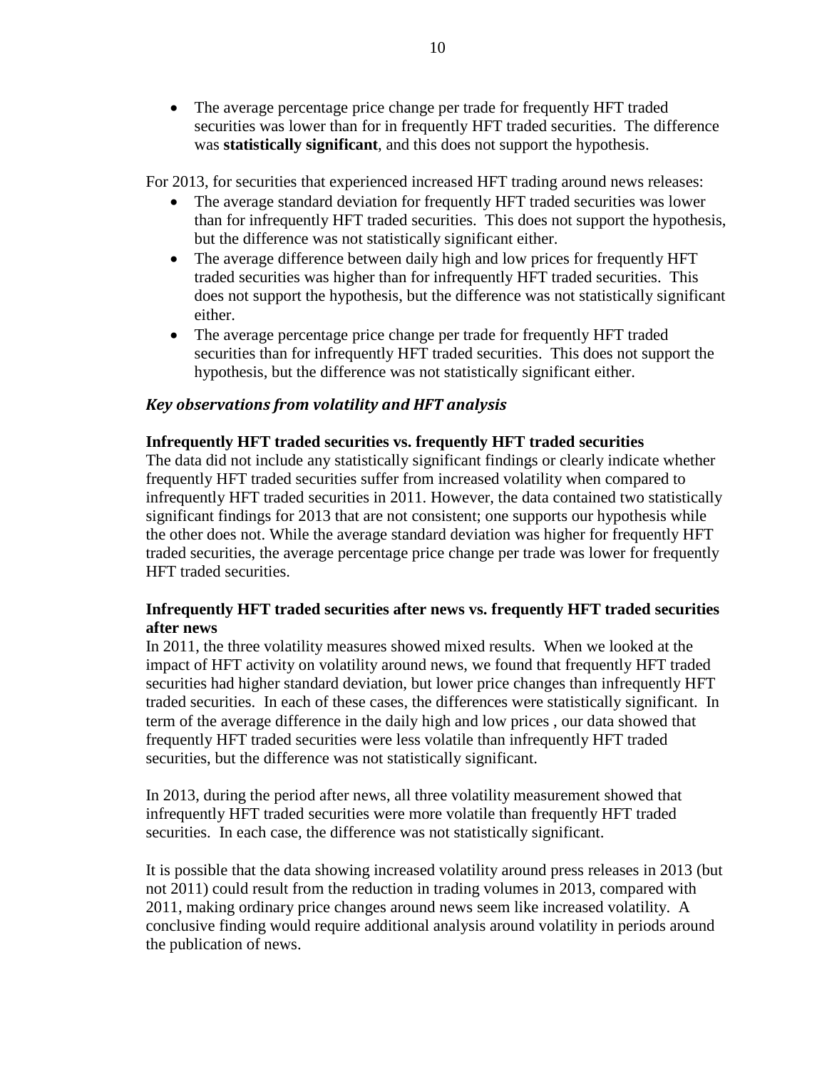- The average percentage price change per trade for frequently HFT traded securities was lower than for in frequently HFT traded securities. The difference was **statistically significant**, and this does not support the hypothesis.

For 2013, for securities that experienced increased HFT trading around news releases:

- The average standard deviation for frequently HFT traded securities was lower than for infrequently HFT traded securities. This does not support the hypothesis, but the difference was not statistically significant either.
- The average difference between daily high and low prices for frequently HFT traded securities was higher than for infrequently HFT traded securities. This does not support the hypothesis, but the difference was not statistically significant either.
- The average percentage price change per trade for frequently HFT traded securities than for infrequently HFT traded securities. This does not support the hypothesis, but the difference was not statistically significant either.

### *Key observations from volatility and HFT analysis*

**Infrequently HFT traded securities vs. frequently HFT traded securities**

The data did not include any statistically significant findings or clearly indicate whether frequently HFT traded securities suffer from increased volatility when compared to infrequently HFT traded securities in 2011. However, the data contained two statistically significant findings for 2013 that are not consistent; one supports our hypothesis while the other does not. While the average standard deviation was higher for frequently HFT traded securities, the average percentage price change per trade was lower for frequently HFT traded securities.

**Infrequently HFT traded securities after news vs. frequently HFT traded securities after news**

In 2011, the three volatility measures showed mixed results. When we looked at the impact of HFT activity on volatility around news, we found that frequently HFT traded securities had higher standard deviation, but lower price changes than infrequently HFT traded securities. In each of these cases, the differences were statistically significant. In term of the average difference in the daily high and low prices , our data showed that frequently HFT traded securities were less volatile than infrequently HFT traded securities, but the difference was not statistically significant.

In 2013, during the period after news, all three volatility measurement showed that infrequently HFT traded securities were more volatile than frequently HFT traded securities. In each case, the difference was not statistically significant.

It is possible that the data showing increased volatility around press releases in 2013 (but not 2011) could result from the reduction in trading volumes in 2013, compared with 2011, making ordinary price changes around news seem like increased volatility. A conclusive finding would require additional analysis around volatility in periods around the publication of news.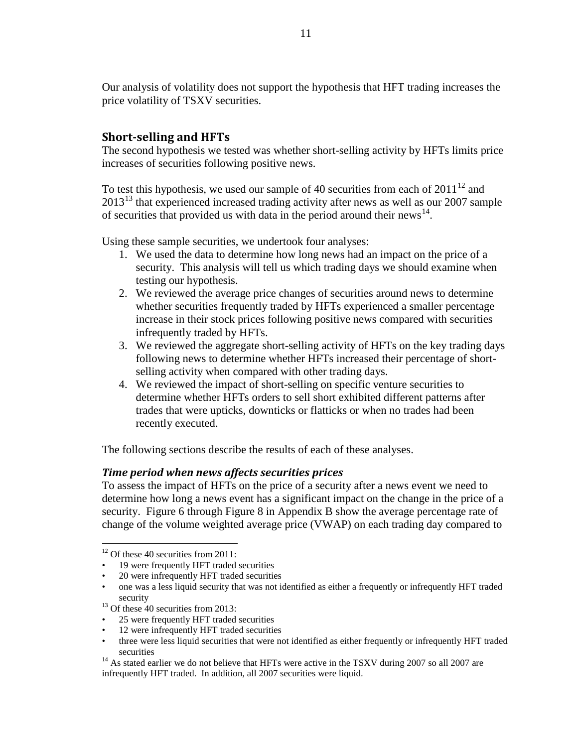Our analysis of volatility does not support the hypothesis that HFT trading increases the price volatility of TSXV securities.

## Short-selling and HFTs

The second hypothesis we tested was whether short-selling activity by HFTs limits price increases of securities following positive news.

To test this hypothesis, we used our sample of 40 securities from each of 2011[12] and 2013[13] that experienced increased trading activity after news as well as our 2007 sample of securities that provided us with data in the period around their news[14].

Using these sample securities, we undertook four analyses:

1. We used the data to determine how long news had an impact on the price of a security. This analysis will tell us which trading days we should examine when testing our hypothesis.
2. We reviewed the average price changes of securities around news to determine whether securities frequently traded by HFTs experienced a smaller percentage increase in their stock prices following positive news compared with securities infrequently traded by HFTs.
3. We reviewed the aggregate short-selling activity of HFTs on the key trading days following news to determine whether HFTs increased their percentage of short-selling activity when compared with other trading days.
4. We reviewed the impact of short-selling on specific venture securities to determine whether HFTs orders to sell short exhibited different patterns after trades that were upticks, downticks or flatticks or when no trades had been recently executed.

The following sections describe the results of each of these analyses.

### *Time period when news affects securities prices*

To assess the impact of HFTs on the price of a security after a news event we need to determine how long a news event has a significant impact on the change in the price of a security. Figure 6 through Figure 8 in Appendix B show the average percentage rate of change of the volume weighted average price (VWAP) on each trading day compared to

---

[12] Of these 40 securities from 2011:

- 19 were frequently HFT traded securities
- 20 were infrequently HFT traded securities
- one was a less liquid security that was not identified as either a frequently or infrequently HFT traded security

[13] Of these 40 securities from 2013:

- 25 were frequently HFT traded securities
- 12 were infrequently HFT traded securities
- three were less liquid securities that were not identified as either frequently or infrequently HFT traded securities

[14] As stated earlier we do not believe that HFTs were active in the TSXV during 2007 so all 2007 are infrequently HFT traded. In addition, all 2007 securities were liquid.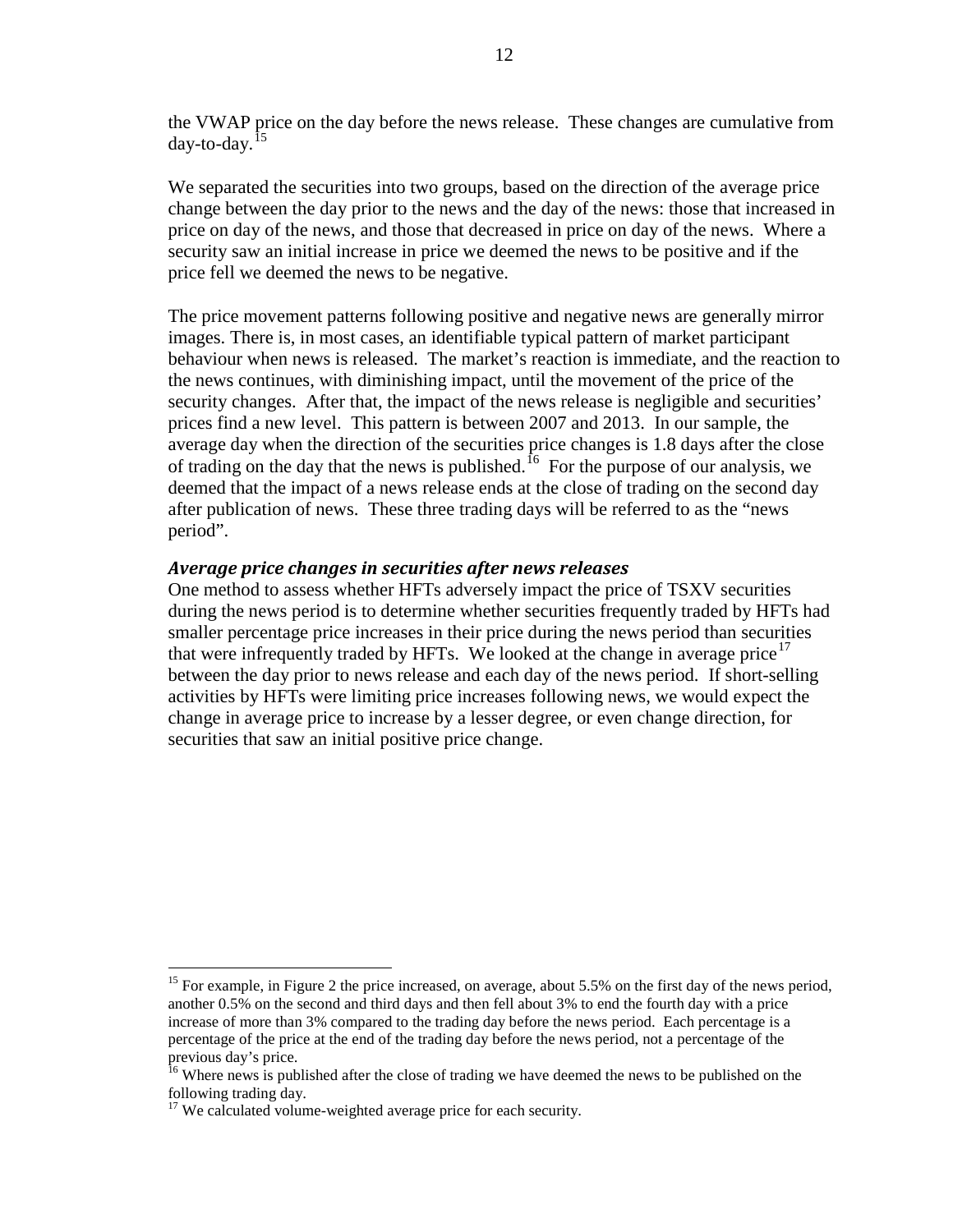the VWAP price on the day before the news release. These changes are cumulative from day-to-day.[15]

We separated the securities into two groups, based on the direction of the average price change between the day prior to the news and the day of the news: those that increased in price on day of the news, and those that decreased in price on day of the news. Where a security saw an initial increase in price we deemed the news to be positive and if the price fell we deemed the news to be negative.

The price movement patterns following positive and negative news are generally mirror images. There is, in most cases, an identifiable typical pattern of market participant behaviour when news is released. The market's reaction is immediate, and the reaction to the news continues, with diminishing impact, until the movement of the price of the security changes. After that, the impact of the news release is negligible and securities' prices find a new level. This pattern is between 2007 and 2013. In our sample, the average day when the direction of the securities price changes is 1.8 days after the close of trading on the day that the news is published.[16] For the purpose of our analysis, we deemed that the impact of a news release ends at the close of trading on the second day after publication of news. These three trading days will be referred to as the "news period".

### *Average price changes in securities after news releases*

One method to assess whether HFTs adversely impact the price of TSXV securities during the news period is to determine whether securities frequently traded by HFTs had smaller percentage price increases in their price during the news period than securities that were infrequently traded by HFTs. We looked at the change in average price[17] between the day prior to news release and each day of the news period. If short-selling activities by HFTs were limiting price increases following news, we would expect the change in average price to increase by a lesser degree, or even change direction, for securities that saw an initial positive price change.

---

[15] For example, in Figure 2 the price increased, on average, about 5.5% on the first day of the news period, another 0.5% on the second and third days and then fell about 3% to end the fourth day with a price increase of more than 3% compared to the trading day before the news period. Each percentage is a percentage of the price at the end of the trading day before the news period, not a percentage of the previous day's price.

[16] Where news is published after the close of trading we have deemed the news to be published on the following trading day.

[17] We calculated volume-weighted average price for each security.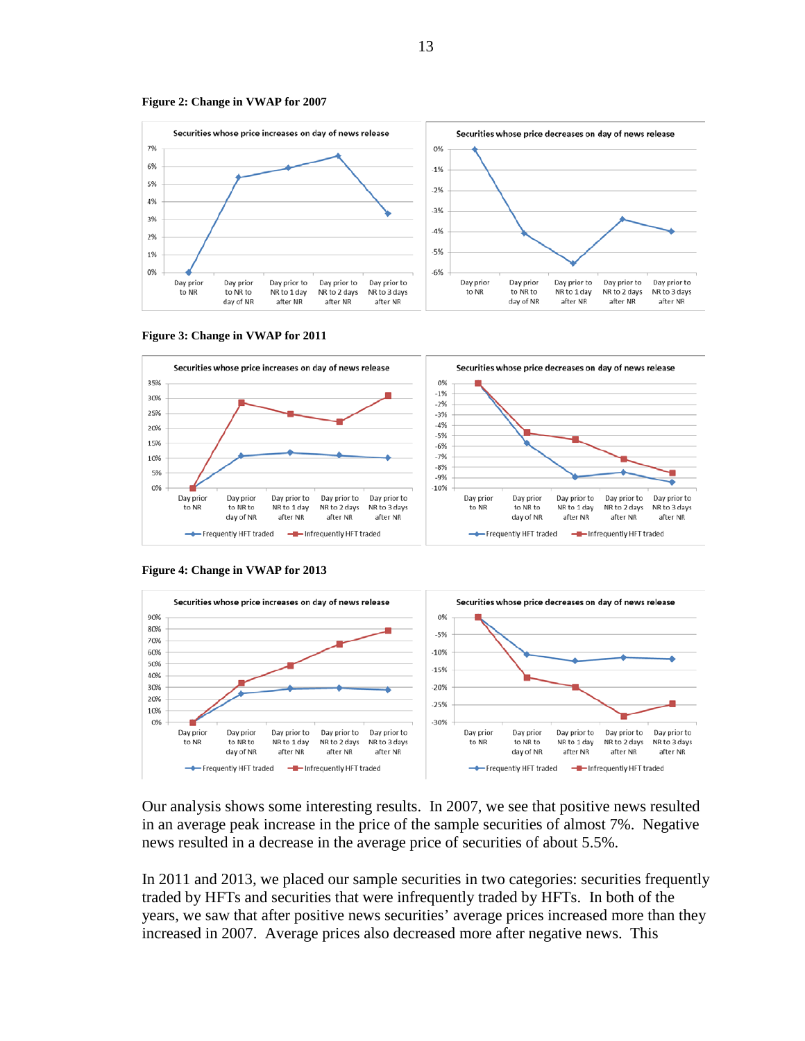**Figure 2: Change in VWAP for 2007**

**Figure 3: Change in VWAP for 2011**

**Figure 4: Change in VWAP for 2013**

Our analysis shows some interesting results. In 2007, we see that positive news resulted in an average peak increase in the price of the sample securities of almost 7%. Negative news resulted in a decrease in the average price of securities of about 5.5%.

In 2011 and 2013, we placed our sample securities in two categories: securities frequently traded by HFTs and securities that were infrequently traded by HFTs. In both of the years, we saw that after positive news securities' average prices increased more than they increased in 2007. Average prices also decreased more after negative news. This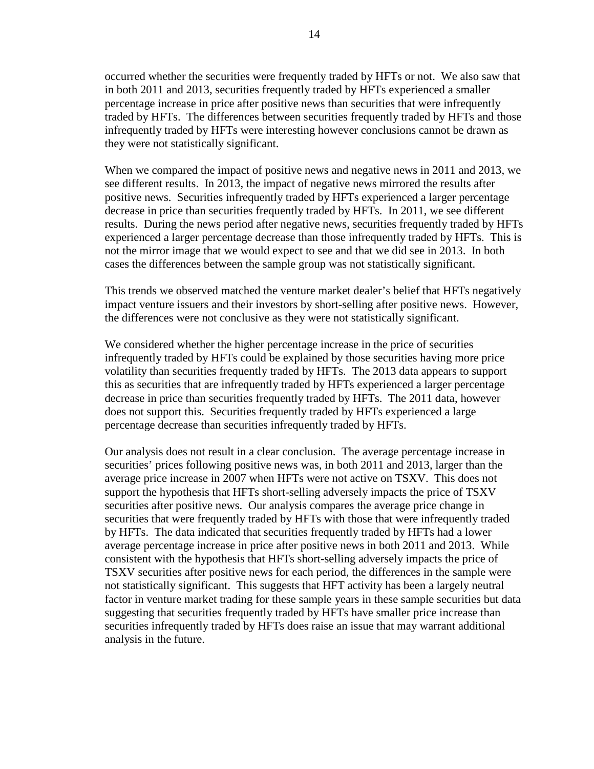occurred whether the securities were frequently traded by HFTs or not. We also saw that in both 2011 and 2013, securities frequently traded by HFTs experienced a smaller percentage increase in price after positive news than securities that were infrequently traded by HFTs. The differences between securities frequently traded by HFTs and those infrequently traded by HFTs were interesting however conclusions cannot be drawn as they were not statistically significant.

When we compared the impact of positive news and negative news in 2011 and 2013, we see different results. In 2013, the impact of negative news mirrored the results after positive news. Securities infrequently traded by HFTs experienced a larger percentage decrease in price than securities frequently traded by HFTs. In 2011, we see different results. During the news period after negative news, securities frequently traded by HFTs experienced a larger percentage decrease than those infrequently traded by HFTs. This is not the mirror image that we would expect to see and that we did see in 2013. In both cases the differences between the sample group was not statistically significant.

This trends we observed matched the venture market dealer's belief that HFTs negatively impact venture issuers and their investors by short-selling after positive news. However, the differences were not conclusive as they were not statistically significant.

We considered whether the higher percentage increase in the price of securities infrequently traded by HFTs could be explained by those securities having more price volatility than securities frequently traded by HFTs. The 2013 data appears to support this as securities that are infrequently traded by HFTs experienced a larger percentage decrease in price than securities frequently traded by HFTs. The 2011 data, however does not support this. Securities frequently traded by HFTs experienced a large percentage decrease than securities infrequently traded by HFTs.

Our analysis does not result in a clear conclusion. The average percentage increase in securities' prices following positive news was, in both 2011 and 2013, larger than the average price increase in 2007 when HFTs were not active on TSXV. This does not support the hypothesis that HFTs short-selling adversely impacts the price of TSXV securities after positive news. Our analysis compares the average price change in securities that were frequently traded by HFTs with those that were infrequently traded by HFTs. The data indicated that securities frequently traded by HFTs had a lower average percentage increase in price after positive news in both 2011 and 2013. While consistent with the hypothesis that HFTs short-selling adversely impacts the price of TSXV securities after positive news for each period, the differences in the sample were not statistically significant. This suggests that HFT activity has been a largely neutral factor in venture market trading for these sample years in these sample securities but data suggesting that securities frequently traded by HFTs have smaller price increase than securities infrequently traded by HFTs does raise an issue that may warrant additional analysis in the future.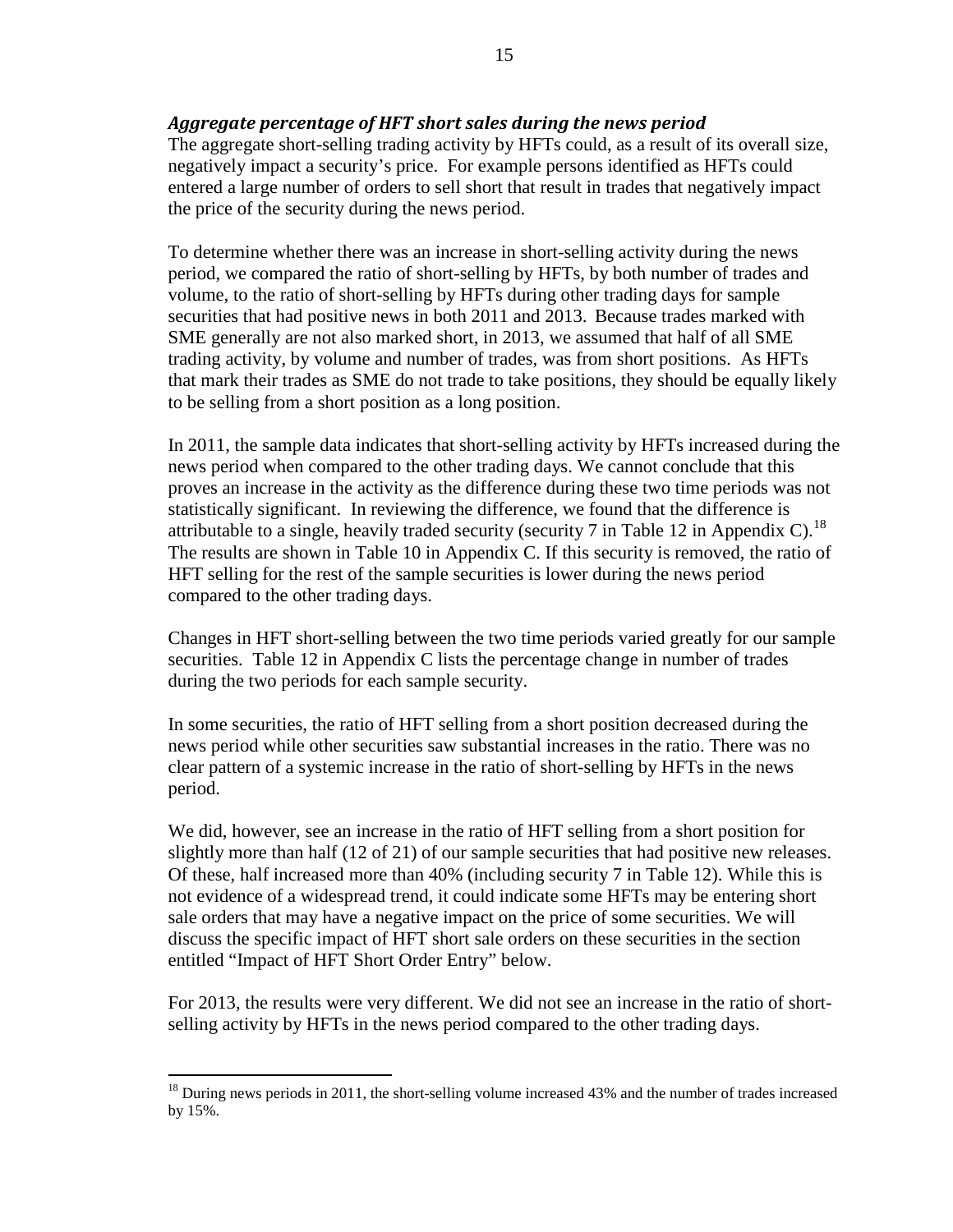### *Aggregate percentage of HFT short sales during the news period*

The aggregate short-selling trading activity by HFTs could, as a result of its overall size, negatively impact a security's price. For example persons identified as HFTs could entered a large number of orders to sell short that result in trades that negatively impact the price of the security during the news period.

To determine whether there was an increase in short-selling activity during the news period, we compared the ratio of short-selling by HFTs, by both number of trades and volume, to the ratio of short-selling by HFTs during other trading days for sample securities that had positive news in both 2011 and 2013. Because trades marked with SME generally are not also marked short, in 2013, we assumed that half of all SME trading activity, by volume and number of trades, was from short positions. As HFTs that mark their trades as SME do not trade to take positions, they should be equally likely to be selling from a short position as a long position.

In 2011, the sample data indicates that short-selling activity by HFTs increased during the news period when compared to the other trading days. We cannot conclude that this proves an increase in the activity as the difference during these two time periods was not statistically significant. In reviewing the difference, we found that the difference is attributable to a single, heavily traded security (security 7 in Table 12 in Appendix C).[18] The results are shown in Table 10 in Appendix C. If this security is removed, the ratio of HFT selling for the rest of the sample securities is lower during the news period compared to the other trading days.

Changes in HFT short-selling between the two time periods varied greatly for our sample securities. Table 12 in Appendix C lists the percentage change in number of trades during the two periods for each sample security.

In some securities, the ratio of HFT selling from a short position decreased during the news period while other securities saw substantial increases in the ratio. There was no clear pattern of a systemic increase in the ratio of short-selling by HFTs in the news period.

We did, however, see an increase in the ratio of HFT selling from a short position for slightly more than half (12 of 21) of our sample securities that had positive new releases. Of these, half increased more than 40% (including security 7 in Table 12). While this is not evidence of a widespread trend, it could indicate some HFTs may be entering short sale orders that may have a negative impact on the price of some securities. We will discuss the specific impact of HFT short sale orders on these securities in the section entitled "Impact of HFT Short Order Entry" below.

For 2013, the results were very different. We did not see an increase in the ratio of short-selling activity by HFTs in the news period compared to the other trading days.

---

[18] During news periods in 2011, the short-selling volume increased 43% and the number of trades increased by 15%.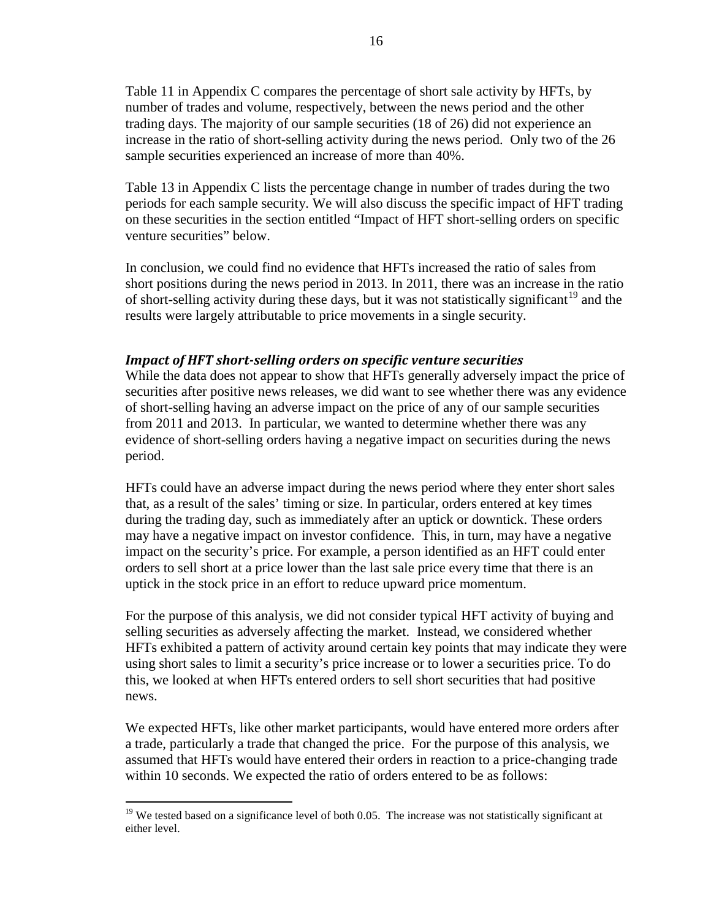Table 11 in Appendix C compares the percentage of short sale activity by HFTs, by number of trades and volume, respectively, between the news period and the other trading days. The majority of our sample securities (18 of 26) did not experience an increase in the ratio of short-selling activity during the news period. Only two of the 26 sample securities experienced an increase of more than 40%.

Table 13 in Appendix C lists the percentage change in number of trades during the two periods for each sample security. We will also discuss the specific impact of HFT trading on these securities in the section entitled "Impact of HFT short-selling orders on specific venture securities" below.

In conclusion, we could find no evidence that HFTs increased the ratio of sales from short positions during the news period in 2013. In 2011, there was an increase in the ratio of short-selling activity during these days, but it was not statistically significant[19] and the results were largely attributable to price movements in a single security.

### *Impact of HFT short-selling orders on specific venture securities*

While the data does not appear to show that HFTs generally adversely impact the price of securities after positive news releases, we did want to see whether there was any evidence of short-selling having an adverse impact on the price of any of our sample securities from 2011 and 2013. In particular, we wanted to determine whether there was any evidence of short-selling orders having a negative impact on securities during the news period.

HFTs could have an adverse impact during the news period where they enter short sales that, as a result of the sales' timing or size. In particular, orders entered at key times during the trading day, such as immediately after an uptick or downtick. These orders may have a negative impact on investor confidence. This, in turn, may have a negative impact on the security's price. For example, a person identified as an HFT could enter orders to sell short at a price lower than the last sale price every time that there is an uptick in the stock price in an effort to reduce upward price momentum.

For the purpose of this analysis, we did not consider typical HFT activity of buying and selling securities as adversely affecting the market. Instead, we considered whether HFTs exhibited a pattern of activity around certain key points that may indicate they were using short sales to limit a security's price increase or to lower a securities price. To do this, we looked at when HFTs entered orders to sell short securities that had positive news.

We expected HFTs, like other market participants, would have entered more orders after a trade, particularly a trade that changed the price. For the purpose of this analysis, we assumed that HFTs would have entered their orders in reaction to a price-changing trade within 10 seconds. We expected the ratio of orders entered to be as follows:

---

[19] We tested based on a significance level of both 0.05. The increase was not statistically significant at either level.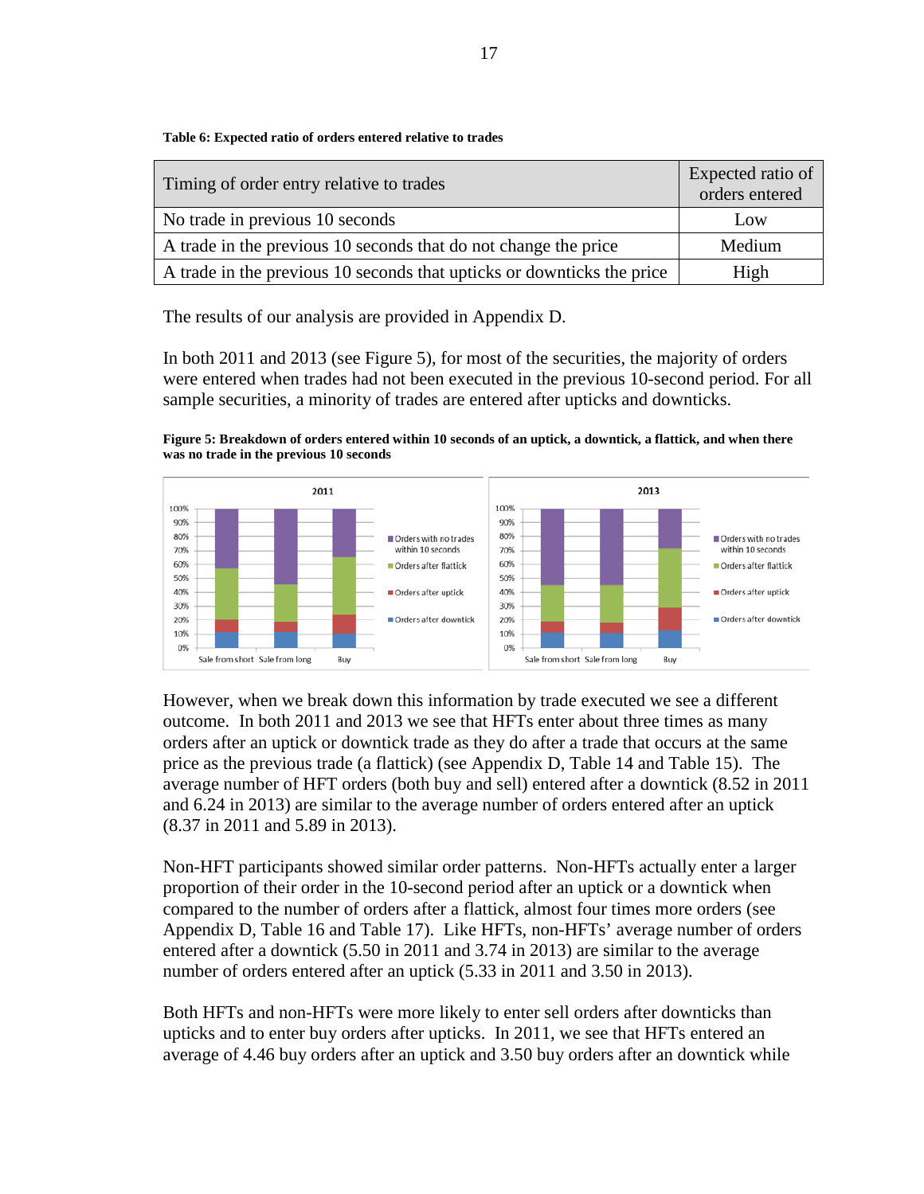**Table 6: Expected ratio of orders entered relative to trades**

| Timing of order entry relative to trades | Expected ratio of orders entered |
|---|---|
| No trade in previous 10 seconds | Low |
| A trade in the previous 10 seconds that do not change the price | Medium |
| A trade in the previous 10 seconds that upticks or downticks the price | High |

The results of our analysis are provided in Appendix D.

In both 2011 and 2013 (see Figure 5), for most of the securities, the majority of orders were entered when trades had not been executed in the previous 10-second period. For all sample securities, a minority of trades are entered after upticks and downticks.

**Figure 5: Breakdown of orders entered within 10 seconds of an uptick, a downtick, a flattick, and when there was no trade in the previous 10 seconds**

However, when we break down this information by trade executed we see a different outcome. In both 2011 and 2013 we see that HFTs enter about three times as many orders after an uptick or downtick trade as they do after a trade that occurs at the same price as the previous trade (a flattick) (see Appendix D, Table 14 and Table 15). The average number of HFT orders (both buy and sell) entered after a downtick (8.52 in 2011 and 6.24 in 2013) are similar to the average number of orders entered after an uptick (8.37 in 2011 and 5.89 in 2013).

Non-HFT participants showed similar order patterns. Non-HFTs actually enter a larger proportion of their order in the 10-second period after an uptick or a downtick when compared to the number of orders after a flattick, almost four times more orders (see Appendix D, Table 16 and Table 17). Like HFTs, non-HFTs' average number of orders entered after a downtick (5.50 in 2011 and 3.74 in 2013) are similar to the average number of orders entered after an uptick (5.33 in 2011 and 3.50 in 2013).

Both HFTs and non-HFTs were more likely to enter sell orders after downticks than upticks and to enter buy orders after upticks. In 2011, we see that HFTs entered an average of 4.46 buy orders after an uptick and 3.50 buy orders after an downtick while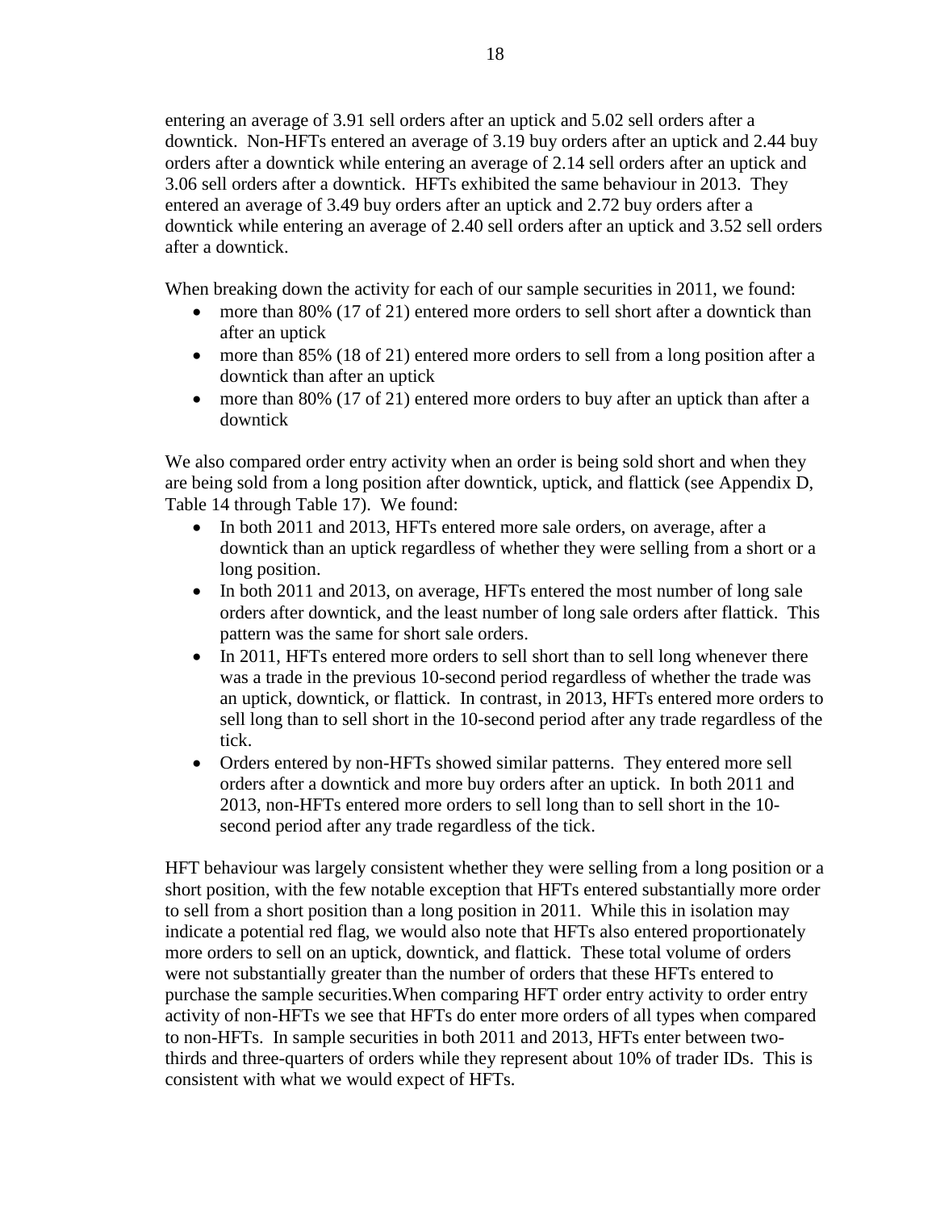entering an average of 3.91 sell orders after an uptick and 5.02 sell orders after a downtick. Non-HFTs entered an average of 3.19 buy orders after an uptick and 2.44 buy orders after a downtick while entering an average of 2.14 sell orders after an uptick and 3.06 sell orders after a downtick. HFTs exhibited the same behaviour in 2013. They entered an average of 3.49 buy orders after an uptick and 2.72 buy orders after a downtick while entering an average of 2.40 sell orders after an uptick and 3.52 sell orders after a downtick.

When breaking down the activity for each of our sample securities in 2011, we found:

- more than 80% (17 of 21) entered more orders to sell short after a downtick than after an uptick
- more than 85% (18 of 21) entered more orders to sell from a long position after a downtick than after an uptick
- more than 80% (17 of 21) entered more orders to buy after an uptick than after a downtick

We also compared order entry activity when an order is being sold short and when they are being sold from a long position after downtick, uptick, and flattick (see Appendix D, Table 14 through Table 17). We found:

- In both 2011 and 2013, HFTs entered more sale orders, on average, after a downtick than an uptick regardless of whether they were selling from a short or a long position.
- In both 2011 and 2013, on average, HFTs entered the most number of long sale orders after downtick, and the least number of long sale orders after flattick. This pattern was the same for short sale orders.
- In 2011, HFTs entered more orders to sell short than to sell long whenever there was a trade in the previous 10-second period regardless of whether the trade was an uptick, downtick, or flattick. In contrast, in 2013, HFTs entered more orders to sell long than to sell short in the 10-second period after any trade regardless of the tick.
- Orders entered by non-HFTs showed similar patterns. They entered more sell orders after a downtick and more buy orders after an uptick. In both 2011 and 2013, non-HFTs entered more orders to sell long than to sell short in the 10-second period after any trade regardless of the tick.

HFT behaviour was largely consistent whether they were selling from a long position or a short position, with the few notable exception that HFTs entered substantially more order to sell from a short position than a long position in 2011. While this in isolation may indicate a potential red flag, we would also note that HFTs also entered proportionately more orders to sell on an uptick, downtick, and flattick. These total volume of orders were not substantially greater than the number of orders that these HFTs entered to purchase the sample securities.When comparing HFT order entry activity to order entry activity of non-HFTs we see that HFTs do enter more orders of all types when compared to non-HFTs. In sample securities in both 2011 and 2013, HFTs enter between two-thirds and three-quarters of orders while they represent about 10% of trader IDs. This is consistent with what we would expect of HFTs.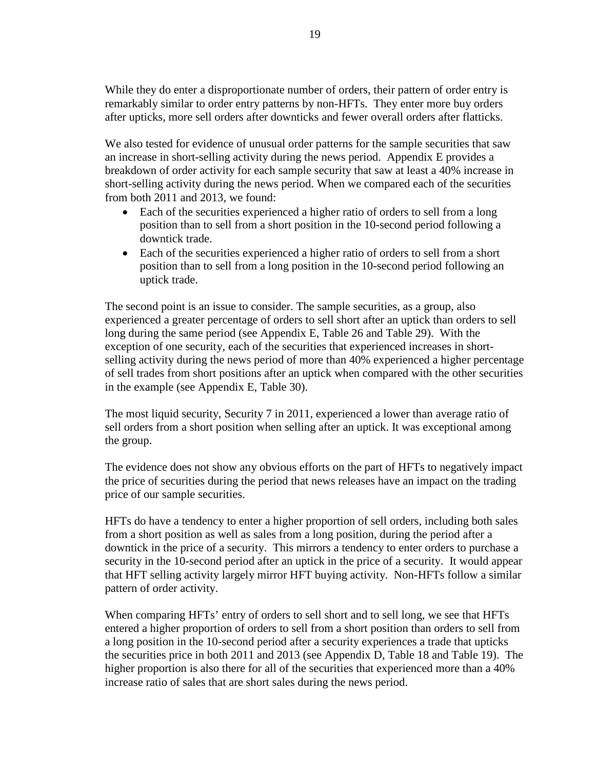While they do enter a disproportionate number of orders, their pattern of order entry is remarkably similar to order entry patterns by non-HFTs. They enter more buy orders after upticks, more sell orders after downticks and fewer overall orders after flatticks.

We also tested for evidence of unusual order patterns for the sample securities that saw an increase in short-selling activity during the news period. Appendix E provides a breakdown of order activity for each sample security that saw at least a 40% increase in short-selling activity during the news period. When we compared each of the securities from both 2011 and 2013, we found:

- Each of the securities experienced a higher ratio of orders to sell from a long position than to sell from a short position in the 10-second period following a downtick trade.
- Each of the securities experienced a higher ratio of orders to sell from a short position than to sell from a long position in the 10-second period following an uptick trade.

The second point is an issue to consider. The sample securities, as a group, also experienced a greater percentage of orders to sell short after an uptick than orders to sell long during the same period (see Appendix E, Table 26 and Table 29). With the exception of one security, each of the securities that experienced increases in short-selling activity during the news period of more than 40% experienced a higher percentage of sell trades from short positions after an uptick when compared with the other securities in the example (see Appendix E, Table 30).

The most liquid security, Security 7 in 2011, experienced a lower than average ratio of sell orders from a short position when selling after an uptick. It was exceptional among the group.

The evidence does not show any obvious efforts on the part of HFTs to negatively impact the price of securities during the period that news releases have an impact on the trading price of our sample securities.

HFTs do have a tendency to enter a higher proportion of sell orders, including both sales from a short position as well as sales from a long position, during the period after a downtick in the price of a security. This mirrors a tendency to enter orders to purchase a security in the 10-second period after an uptick in the price of a security. It would appear that HFT selling activity largely mirror HFT buying activity. Non-HFTs follow a similar pattern of order activity.

When comparing HFTs' entry of orders to sell short and to sell long, we see that HFTs entered a higher proportion of orders to sell from a short position than orders to sell from a long position in the 10-second period after a security experiences a trade that upticks the securities price in both 2011 and 2013 (see Appendix D, Table 18 and Table 19). The higher proportion is also there for all of the securities that experienced more than a 40% increase ratio of sales that are short sales during the news period.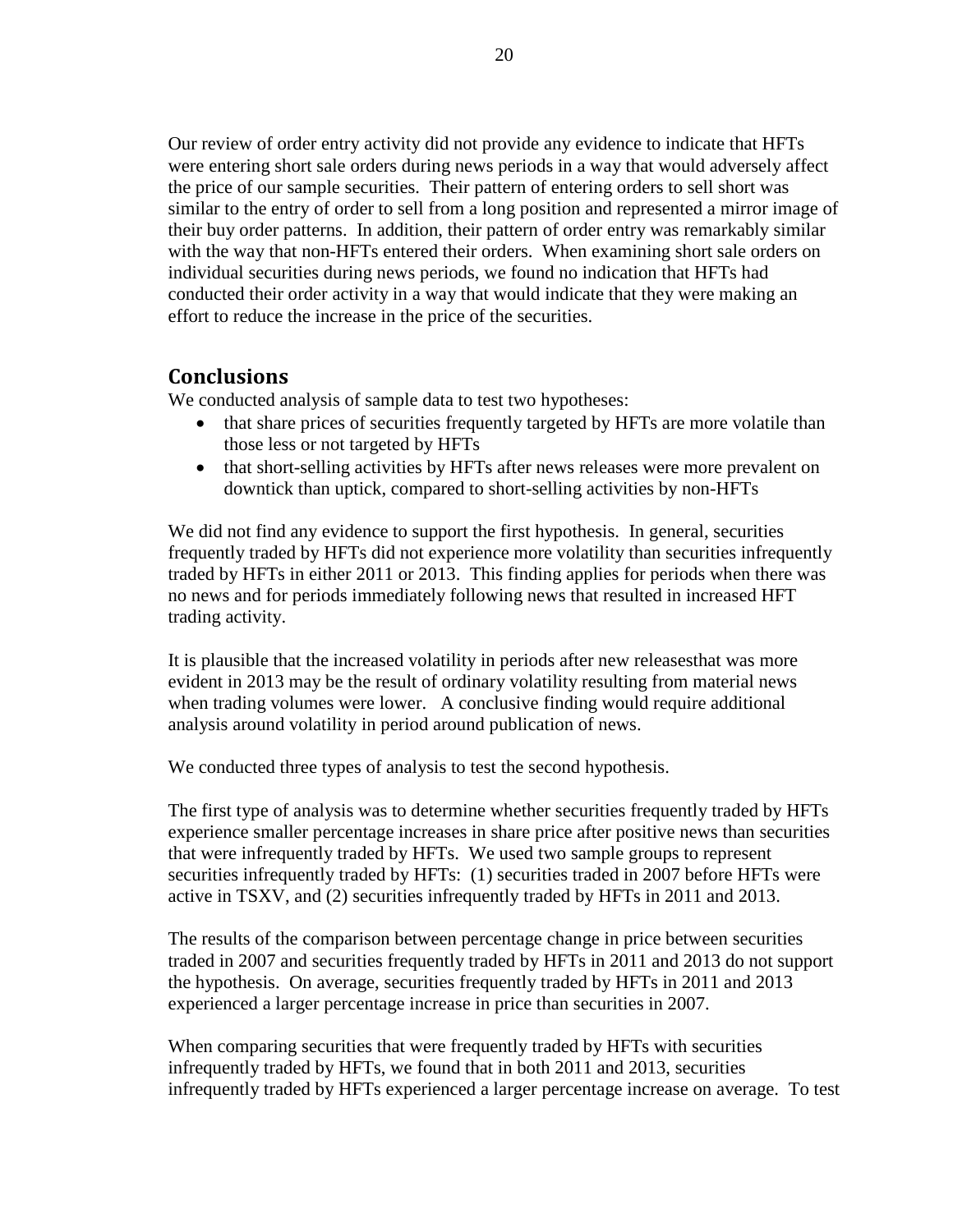Our review of order entry activity did not provide any evidence to indicate that HFTs were entering short sale orders during news periods in a way that would adversely affect the price of our sample securities. Their pattern of entering orders to sell short was similar to the entry of order to sell from a long position and represented a mirror image of their buy order patterns. In addition, their pattern of order entry was remarkably similar with the way that non-HFTs entered their orders. When examining short sale orders on individual securities during news periods, we found no indication that HFTs had conducted their order activity in a way that would indicate that they were making an effort to reduce the increase in the price of the securities.

## Conclusions

We conducted analysis of sample data to test two hypotheses:

- that share prices of securities frequently targeted by HFTs are more volatile than those less or not targeted by HFTs
- that short-selling activities by HFTs after news releases were more prevalent on downtick than uptick, compared to short-selling activities by non-HFTs

We did not find any evidence to support the first hypothesis. In general, securities frequently traded by HFTs did not experience more volatility than securities infrequently traded by HFTs in either 2011 or 2013. This finding applies for periods when there was no news and for periods immediately following news that resulted in increased HFT trading activity.

It is plausible that the increased volatility in periods after new releasesthat was more evident in 2013 may be the result of ordinary volatility resulting from material news when trading volumes were lower. A conclusive finding would require additional analysis around volatility in period around publication of news.

We conducted three types of analysis to test the second hypothesis.

The first type of analysis was to determine whether securities frequently traded by HFTs experience smaller percentage increases in share price after positive news than securities that were infrequently traded by HFTs. We used two sample groups to represent securities infrequently traded by HFTs: (1) securities traded in 2007 before HFTs were active in TSXV, and (2) securities infrequently traded by HFTs in 2011 and 2013.

The results of the comparison between percentage change in price between securities traded in 2007 and securities frequently traded by HFTs in 2011 and 2013 do not support the hypothesis. On average, securities frequently traded by HFTs in 2011 and 2013 experienced a larger percentage increase in price than securities in 2007.

When comparing securities that were frequently traded by HFTs with securities infrequently traded by HFTs, we found that in both 2011 and 2013, securities infrequently traded by HFTs experienced a larger percentage increase on average. To test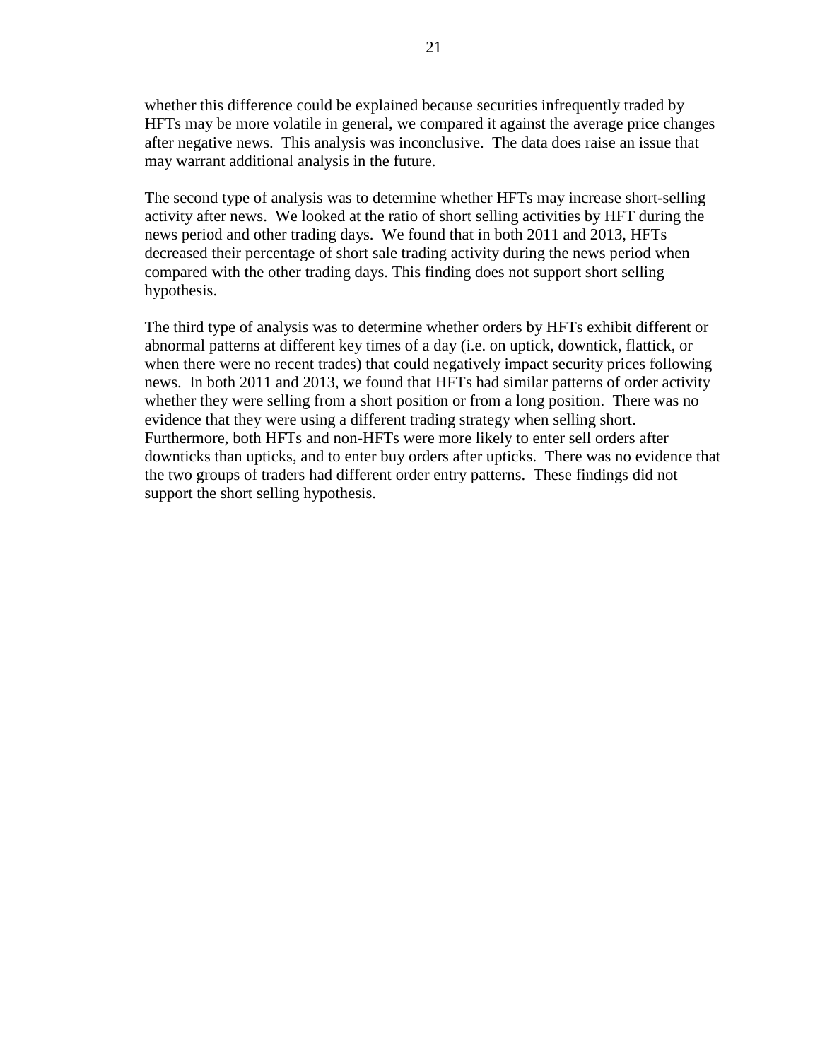whether this difference could be explained because securities infrequently traded by HFTs may be more volatile in general, we compared it against the average price changes after negative news. This analysis was inconclusive. The data does raise an issue that may warrant additional analysis in the future.

The second type of analysis was to determine whether HFTs may increase short-selling activity after news. We looked at the ratio of short selling activities by HFT during the news period and other trading days. We found that in both 2011 and 2013, HFTs decreased their percentage of short sale trading activity during the news period when compared with the other trading days. This finding does not support short selling hypothesis.

The third type of analysis was to determine whether orders by HFTs exhibit different or abnormal patterns at different key times of a day (i.e. on uptick, downtick, flattick, or when there were no recent trades) that could negatively impact security prices following news. In both 2011 and 2013, we found that HFTs had similar patterns of order activity whether they were selling from a short position or from a long position. There was no evidence that they were using a different trading strategy when selling short. Furthermore, both HFTs and non-HFTs were more likely to enter sell orders after downticks than upticks, and to enter buy orders after upticks. There was no evidence that the two groups of traders had different order entry patterns. These findings did not support the short selling hypothesis.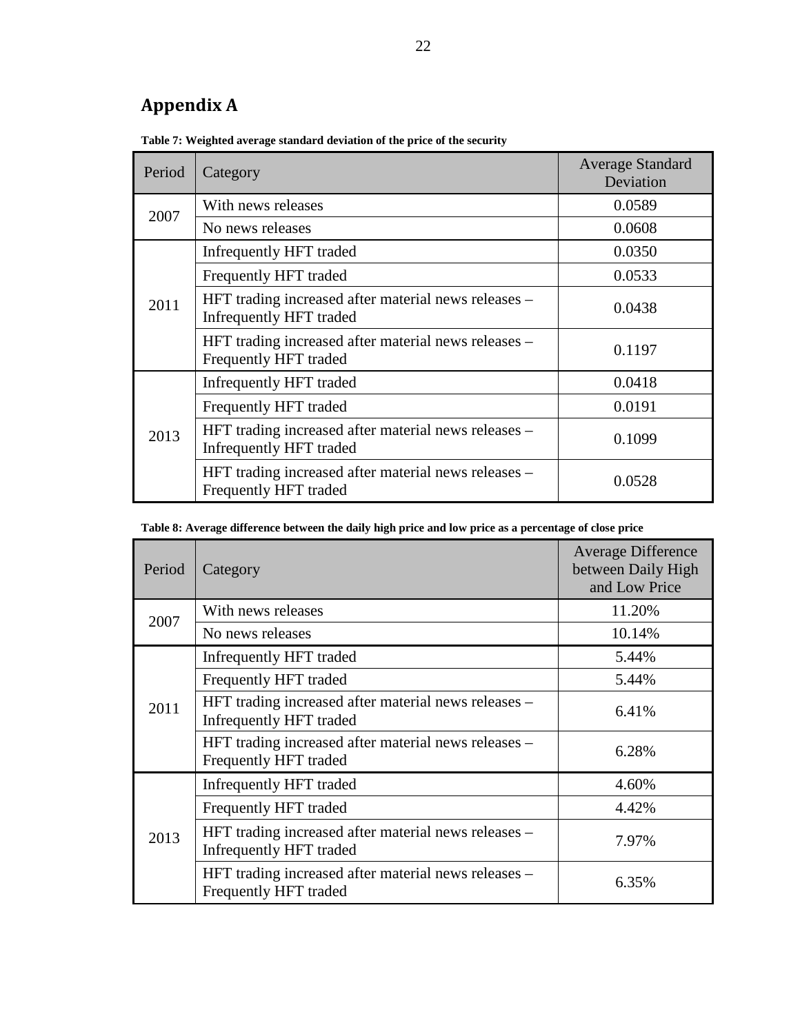## Appendix A

**Table 7: Weighted average standard deviation of the price of the security**

| Period | Category | Average Standard Deviation |
|---|---|---|
| 2007 | With news releases | 0.0589 |
| | No news releases | 0.0608 |
| 2011 | Infrequently HFT traded | 0.0350 |
| | Frequently HFT traded | 0.0533 |
| | HFT trading increased after material news releases – Infrequently HFT traded | 0.0438 |
| | HFT trading increased after material news releases – Frequently HFT traded | 0.1197 |
| 2013 | Infrequently HFT traded | 0.0418 |
| | Frequently HFT traded | 0.0191 |
| | HFT trading increased after material news releases – Infrequently HFT traded | 0.1099 |
| | HFT trading increased after material news releases – Frequently HFT traded | 0.0528 |

**Table 8: Average difference between the daily high price and low price as a percentage of close price**

| Period | Category | Average Difference between Daily High and Low Price |
|---|---|---|
| 2007 | With news releases | 11.20% |
| | No news releases | 10.14% |
| 2011 | Infrequently HFT traded | 5.44% |
| | Frequently HFT traded | 5.44% |
| | HFT trading increased after material news releases – Infrequently HFT traded | 6.41% |
| | HFT trading increased after material news releases – Frequently HFT traded | 6.28% |
| 2013 | Infrequently HFT traded | 4.60% |
| | Frequently HFT traded | 4.42% |
| | HFT trading increased after material news releases – Infrequently HFT traded | 7.97% |
| | HFT trading increased after material news releases – Frequently HFT traded | 6.35% |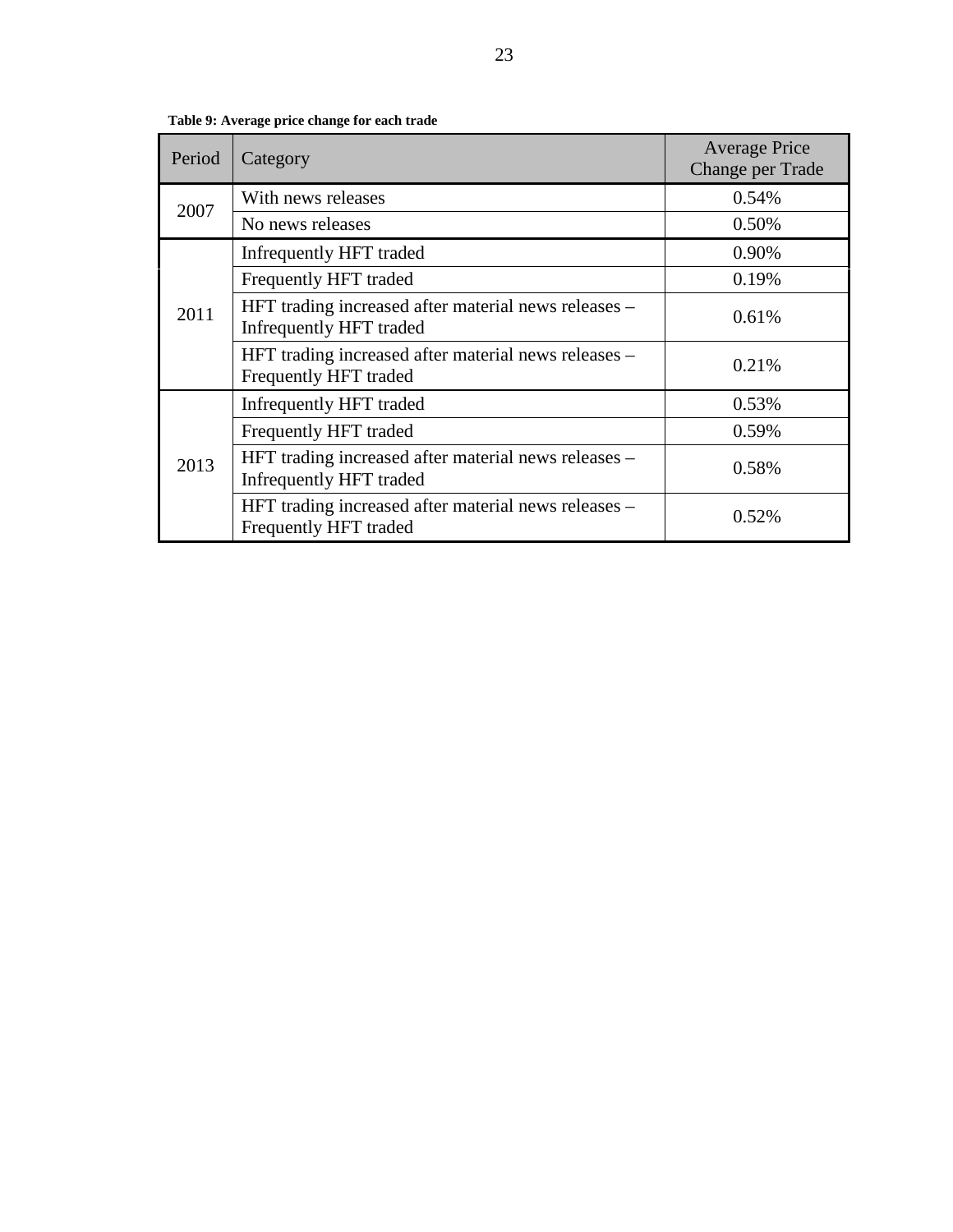**Table 9: Average price change for each trade**

| Period | Category | Average Price Change per Trade |
|---|---|---|
| 2007 | With news releases | 0.54% |
| | No news releases | 0.50% |
| 2011 | Infrequently HFT traded | 0.90% |
| | Frequently HFT traded | 0.19% |
| | HFT trading increased after material news releases – Infrequently HFT traded | 0.61% |
| | HFT trading increased after material news releases – Frequently HFT traded | 0.21% |
| 2013 | Infrequently HFT traded | 0.53% |
| | Frequently HFT traded | 0.59% |
| | HFT trading increased after material news releases – Infrequently HFT traded | 0.58% |
| | HFT trading increased after material news releases – Frequently HFT traded | 0.52% |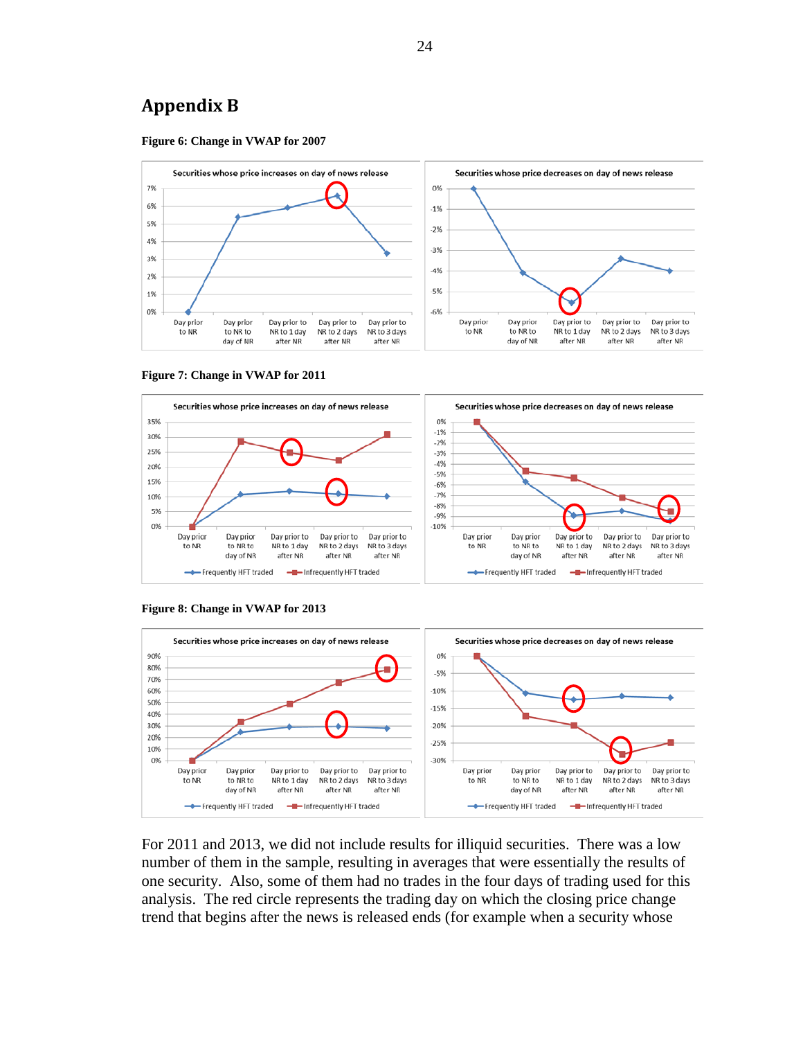## Appendix B

**Figure 6: Change in VWAP for 2007**

**Figure 7: Change in VWAP for 2011**

**Figure 8: Change in VWAP for 2013**

For 2011 and 2013, we did not include results for illiquid securities. There was a low number of them in the sample, resulting in averages that were essentially the results of one security. Also, some of them had no trades in the four days of trading used for this analysis. The red circle represents the trading day on which the closing price change trend that begins after the news is released ends (for example when a security whose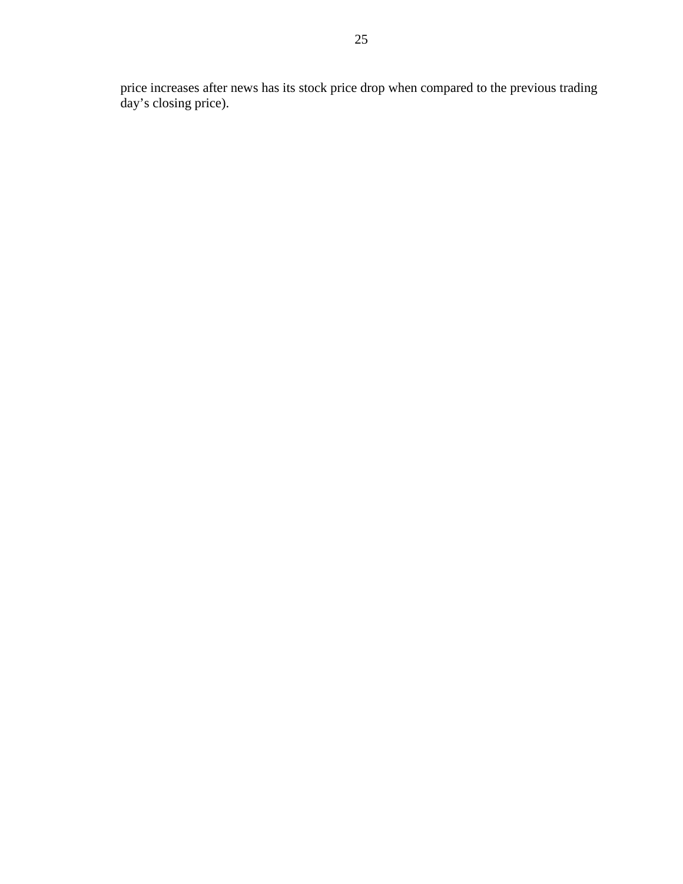price increases after news has its stock price drop when compared to the previous trading day's closing price).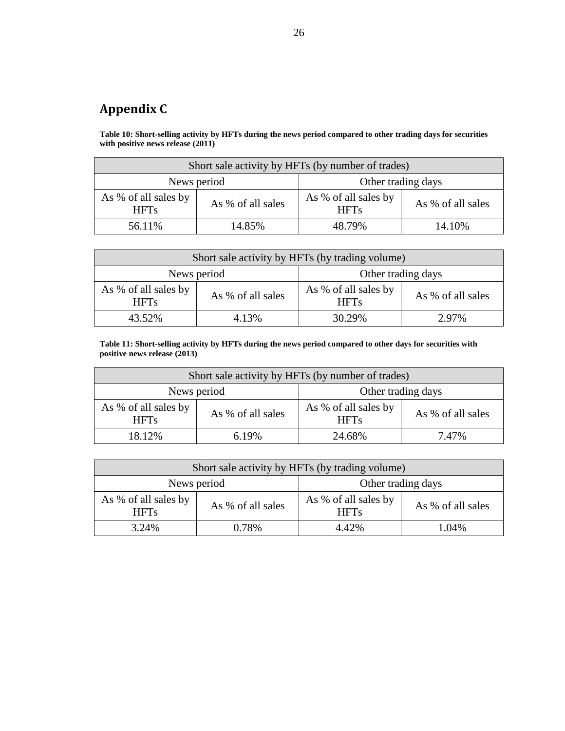## Appendix C

**Table 10: Short-selling activity by HFTs during the news period compared to other trading days for securities with positive news release (2011)**

| Short sale activity by HFTs (by number of trades) | | | |
|---|---|---|---|
| News period | | Other trading days | |
| As % of all sales by HFTs | As % of all sales | As % of all sales by HFTs | As % of all sales |
| 56.11% | 14.85% | 48.79% | 14.10% |

| Short sale activity by HFTs (by trading volume) | | | |
|---|---|---|---|
| News period | | Other trading days | |
| As % of all sales by HFTs | As % of all sales | As % of all sales by HFTs | As % of all sales |
| 43.52% | 4.13% | 30.29% | 2.97% |

**Table 11: Short-selling activity by HFTs during the news period compared to other days for securities with positive news release (2013)**

| Short sale activity by HFTs (by number of trades) | | | |
|---|---|---|---|
| News period | | Other trading days | |
| As % of all sales by HFTs | As % of all sales | As % of all sales by HFTs | As % of all sales |
| 18.12% | 6.19% | 24.68% | 7.47% |

| Short sale activity by HFTs (by trading volume) | | | |
|---|---|---|---|
| News period | | Other trading days | |
| As % of all sales by HFTs | As % of all sales | As % of all sales by HFTs | As % of all sales |
| 3.24% | 0.78% | 4.42% | 1.04% |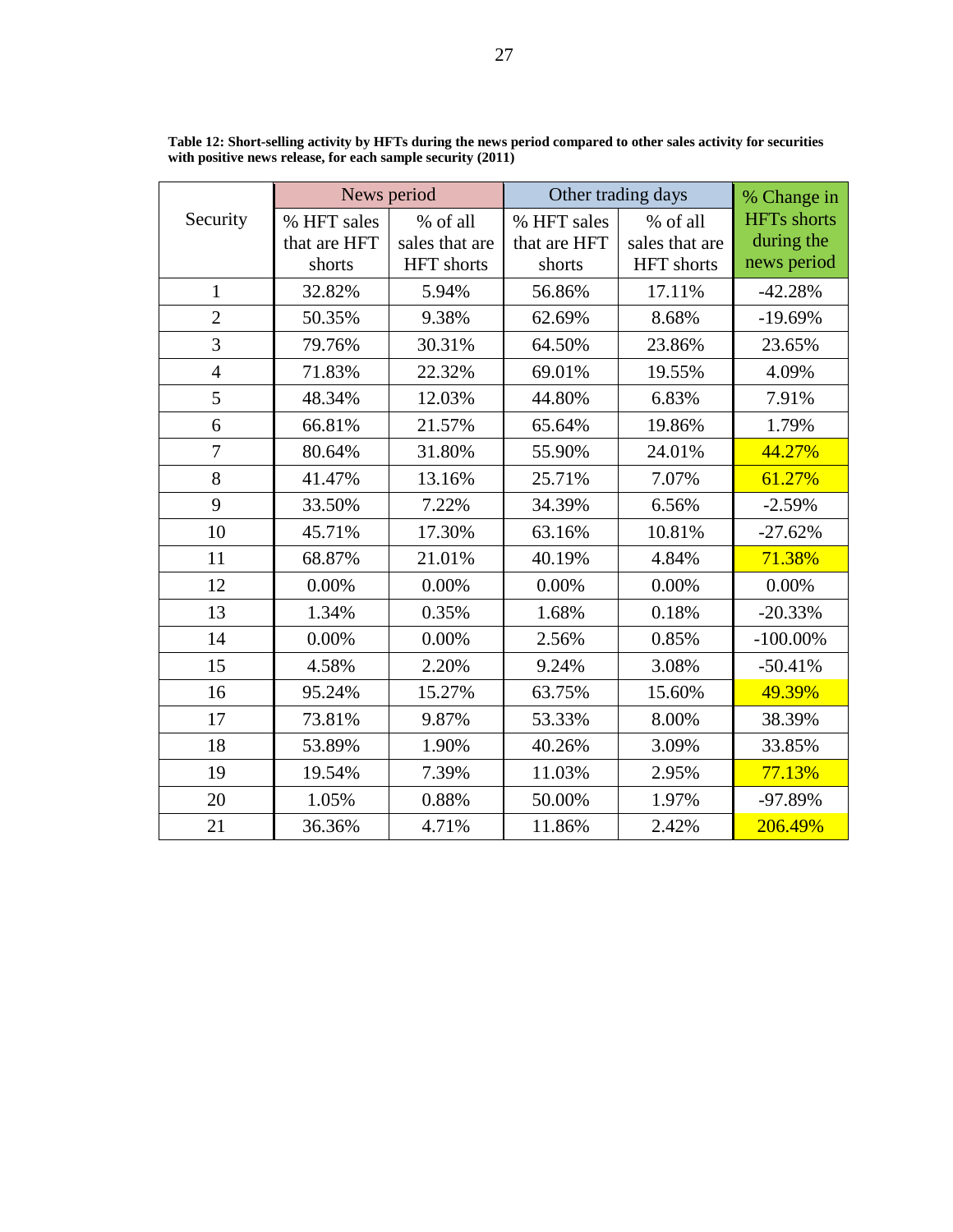**Table 12: Short-selling activity by HFTs during the news period compared to other sales activity for securities with positive news release, for each sample security (2011)**

| Security | News period | | Other trading days | | % Change in HFTs shorts during the news period |
|---|---|---|---|---|---|
| | % HFT sales that are HFT shorts | % of all sales that are HFT shorts | % HFT sales that are HFT shorts | % of all sales that are HFT shorts | |
| 1 | 32.82% | 5.94% | 56.86% | 17.11% | -42.28% |
| 2 | 50.35% | 9.38% | 62.69% | 8.68% | -19.69% |
| 3 | 79.76% | 30.31% | 64.50% | 23.86% | 23.65% |
| 4 | 71.83% | 22.32% | 69.01% | 19.55% | 4.09% |
| 5 | 48.34% | 12.03% | 44.80% | 6.83% | 7.91% |
| 6 | 66.81% | 21.57% | 65.64% | 19.86% | 1.79% |
| 7 | 80.64% | 31.80% | 55.90% | 24.01% | 44.27% |
| 8 | 41.47% | 13.16% | 25.71% | 7.07% | 61.27% |
| 9 | 33.50% | 7.22% | 34.39% | 6.56% | -2.59% |
| 10 | 45.71% | 17.30% | 63.16% | 10.81% | -27.62% |
| 11 | 68.87% | 21.01% | 40.19% | 4.84% | 71.38% |
| 12 | 0.00% | 0.00% | 0.00% | 0.00% | 0.00% |
| 13 | 1.34% | 0.35% | 1.68% | 0.18% | -20.33% |
| 14 | 0.00% | 0.00% | 2.56% | 0.85% | -100.00% |
| 15 | 4.58% | 2.20% | 9.24% | 3.08% | -50.41% |
| 16 | 95.24% | 15.27% | 63.75% | 15.60% | 49.39% |
| 17 | 73.81% | 9.87% | 53.33% | 8.00% | 38.39% |
| 18 | 53.89% | 1.90% | 40.26% | 3.09% | 33.85% |
| 19 | 19.54% | 7.39% | 11.03% | 2.95% | 77.13% |
| 20 | 1.05% | 0.88% | 50.00% | 1.97% | -97.89% |
| 21 | 36.36% | 4.71% | 11.86% | 2.42% | 206.49% |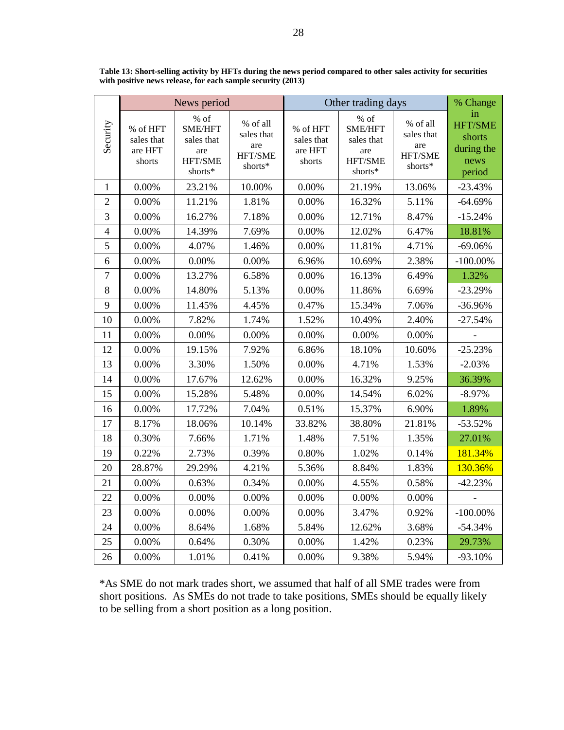**Table 13: Short-selling activity by HFTs during the news period compared to other sales activity for securities with positive news release, for each sample security (2013)**

| Security | News period | | | Other trading days | | | % Change in HFT/SME shorts during the news period |
|---|---|---|---|---|---|---|---|
| | % of HFT sales that are HFT shorts | % of SME/HFT sales that are HFT/SME shorts* | % of all sales that are HFT/SME shorts* | % of HFT sales that are HFT shorts | % of SME/HFT sales that are HFT/SME shorts* | % of all sales that are HFT/SME shorts* | |
| 1 | 0.00% | 23.21% | 10.00% | 0.00% | 21.19% | 13.06% | -23.43% |
| 2 | 0.00% | 11.21% | 1.81% | 0.00% | 16.32% | 5.11% | -64.69% |
| 3 | 0.00% | 16.27% | 7.18% | 0.00% | 12.71% | 8.47% | -15.24% |
| 4 | 0.00% | 14.39% | 7.69% | 0.00% | 12.02% | 6.47% | 18.81% |
| 5 | 0.00% | 4.07% | 1.46% | 0.00% | 11.81% | 4.71% | -69.06% |
| 6 | 0.00% | 0.00% | 0.00% | 6.96% | 10.69% | 2.38% | -100.00% |
| 7 | 0.00% | 13.27% | 6.58% | 0.00% | 16.13% | 6.49% | 1.32% |
| 8 | 0.00% | 14.80% | 5.13% | 0.00% | 11.86% | 6.69% | -23.29% |
| 9 | 0.00% | 11.45% | 4.45% | 0.47% | 15.34% | 7.06% | -36.96% |
| 10 | 0.00% | 7.82% | 1.74% | 1.52% | 10.49% | 2.40% | -27.54% |
| 11 | 0.00% | 0.00% | 0.00% | 0.00% | 0.00% | 0.00% | - |
| 12 | 0.00% | 19.15% | 7.92% | 6.86% | 18.10% | 10.60% | -25.23% |
| 13 | 0.00% | 3.30% | 1.50% | 0.00% | 4.71% | 1.53% | -2.03% |
| 14 | 0.00% | 17.67% | 12.62% | 0.00% | 16.32% | 9.25% | 36.39% |
| 15 | 0.00% | 15.28% | 5.48% | 0.00% | 14.54% | 6.02% | -8.97% |
| 16 | 0.00% | 17.72% | 7.04% | 0.51% | 15.37% | 6.90% | 1.89% |
| 17 | 8.17% | 18.06% | 10.14% | 33.82% | 38.80% | 21.81% | -53.52% |
| 18 | 0.30% | 7.66% | 1.71% | 1.48% | 7.51% | 1.35% | 27.01% |
| 19 | 0.22% | 2.73% | 0.39% | 0.80% | 1.02% | 0.14% | 181.34% |
| 20 | 28.87% | 29.29% | 4.21% | 5.36% | 8.84% | 1.83% | 130.36% |
| 21 | 0.00% | 0.63% | 0.34% | 0.00% | 4.55% | 0.58% | -42.23% |
| 22 | 0.00% | 0.00% | 0.00% | 0.00% | 0.00% | 0.00% | - |
| 23 | 0.00% | 0.00% | 0.00% | 0.00% | 3.47% | 0.92% | -100.00% |
| 24 | 0.00% | 8.64% | 1.68% | 5.84% | 12.62% | 3.68% | -54.34% |
| 25 | 0.00% | 0.64% | 0.30% | 0.00% | 1.42% | 0.23% | 29.73% |
| 26 | 0.00% | 1.01% | 0.41% | 0.00% | 9.38% | 5.94% | -93.10% |

*As SME do not mark trades short, we assumed that half of all SME trades were from short positions. As SMEs do not trade to take positions, SMEs should be equally likely to be selling from a short position as a long position.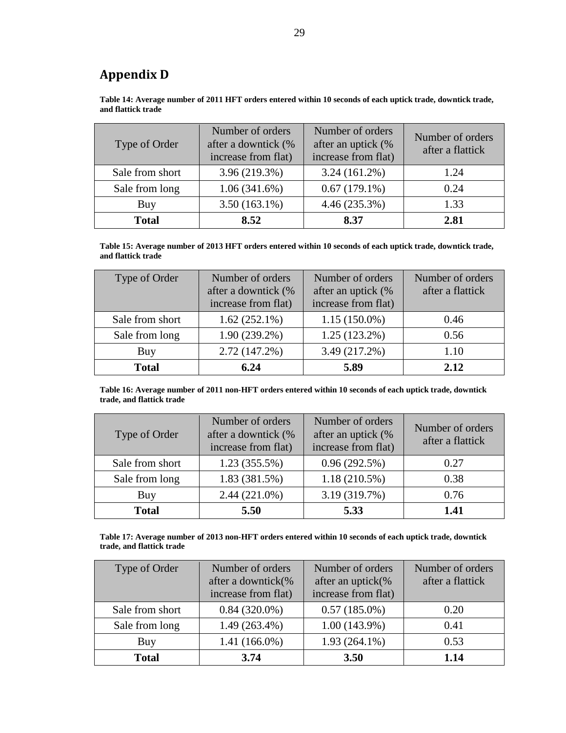## Appendix D

**Table 14: Average number of 2011 HFT orders entered within 10 seconds of each uptick trade, downtick trade, and flattick trade**

| Type of Order | Number of orders after a downtick (% increase from flat) | Number of orders after an uptick (% increase from flat) | Number of orders after a flattick |
|---|---|---|---|
| Sale from short | 3.96 (219.3%) | 3.24 (161.2%) | 1.24 |
| Sale from long | 1.06 (341.6%) | 0.67 (179.1%) | 0.24 |
| Buy | 3.50 (163.1%) | 4.46 (235.3%) | 1.33 |
| **Total** | **8.52** | **8.37** | **2.81** |

**Table 15: Average number of 2013 HFT orders entered within 10 seconds of each uptick trade, downtick trade, and flattick trade**

| Type of Order | Number of orders after a downtick (% increase from flat) | Number of orders after an uptick (% increase from flat) | Number of orders after a flattick |
|---|---|---|---|
| Sale from short | 1.62 (252.1%) | 1.15 (150.0%) | 0.46 |
| Sale from long | 1.90 (239.2%) | 1.25 (123.2%) | 0.56 |
| Buy | 2.72 (147.2%) | 3.49 (217.2%) | 1.10 |
| **Total** | **6.24** | **5.89** | **2.12** |

**Table 16: Average number of 2011 non-HFT orders entered within 10 seconds of each uptick trade, downtick trade, and flattick trade**

| Type of Order | Number of orders after a downtick (% increase from flat) | Number of orders after an uptick (% increase from flat) | Number of orders after a flattick |
|---|---|---|---|
| Sale from short | 1.23 (355.5%) | 0.96 (292.5%) | 0.27 |
| Sale from long | 1.83 (381.5%) | 1.18 (210.5%) | 0.38 |
| Buy | 2.44 (221.0%) | 3.19 (319.7%) | 0.76 |
| **Total** | **5.50** | **5.33** | **1.41** |

**Table 17: Average number of 2013 non-HFT orders entered within 10 seconds of each uptick trade, downtick trade, and flattick trade**

| Type of Order | Number of orders after a downtick(% increase from flat) | Number of orders after an uptick(% increase from flat) | Number of orders after a flattick |
|---|---|---|---|
| Sale from short | 0.84 (320.0%) | 0.57 (185.0%) | 0.20 |
| Sale from long | 1.49 (263.4%) | 1.00 (143.9%) | 0.41 |
| Buy | 1.41 (166.0%) | 1.93 (264.1%) | 0.53 |
| **Total** | **3.74** | **3.50** | **1.14** |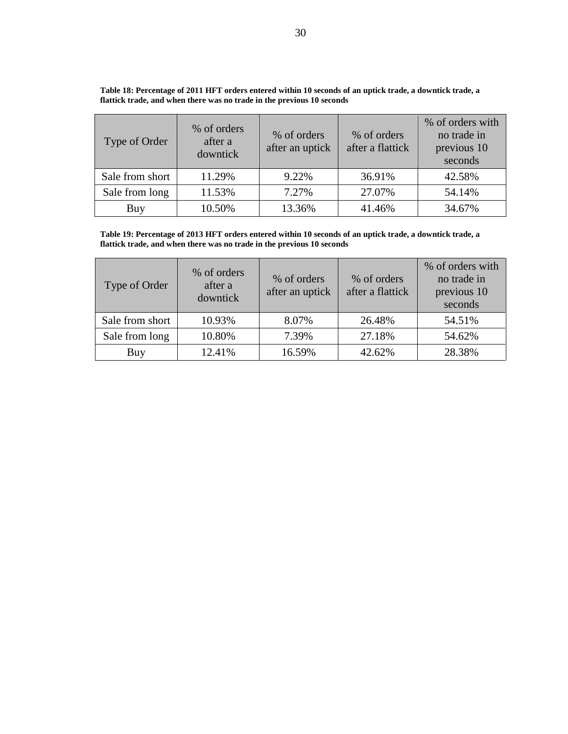**Table 18: Percentage of 2011 HFT orders entered within 10 seconds of an uptick trade, a downtick trade, a flattick trade, and when there was no trade in the previous 10 seconds**

| Type of Order | % of orders after a downtick | % of orders after an uptick | % of orders after a flattick | % of orders with no trade in previous 10 seconds |
|---|---|---|---|---|
| Sale from short | 11.29% | 9.22% | 36.91% | 42.58% |
| Sale from long | 11.53% | 7.27% | 27.07% | 54.14% |
| Buy | 10.50% | 13.36% | 41.46% | 34.67% |

**Table 19: Percentage of 2013 HFT orders entered within 10 seconds of an uptick trade, a downtick trade, a flattick trade, and when there was no trade in the previous 10 seconds**

| Type of Order | % of orders after a downtick | % of orders after an uptick | % of orders after a flattick | % of orders with no trade in previous 10 seconds |
|---|---|---|---|---|
| Sale from short | 10.93% | 8.07% | 26.48% | 54.51% |
| Sale from long | 10.80% | 7.39% | 27.18% | 54.62% |
| Buy | 12.41% | 16.59% | 42.62% | 28.38% |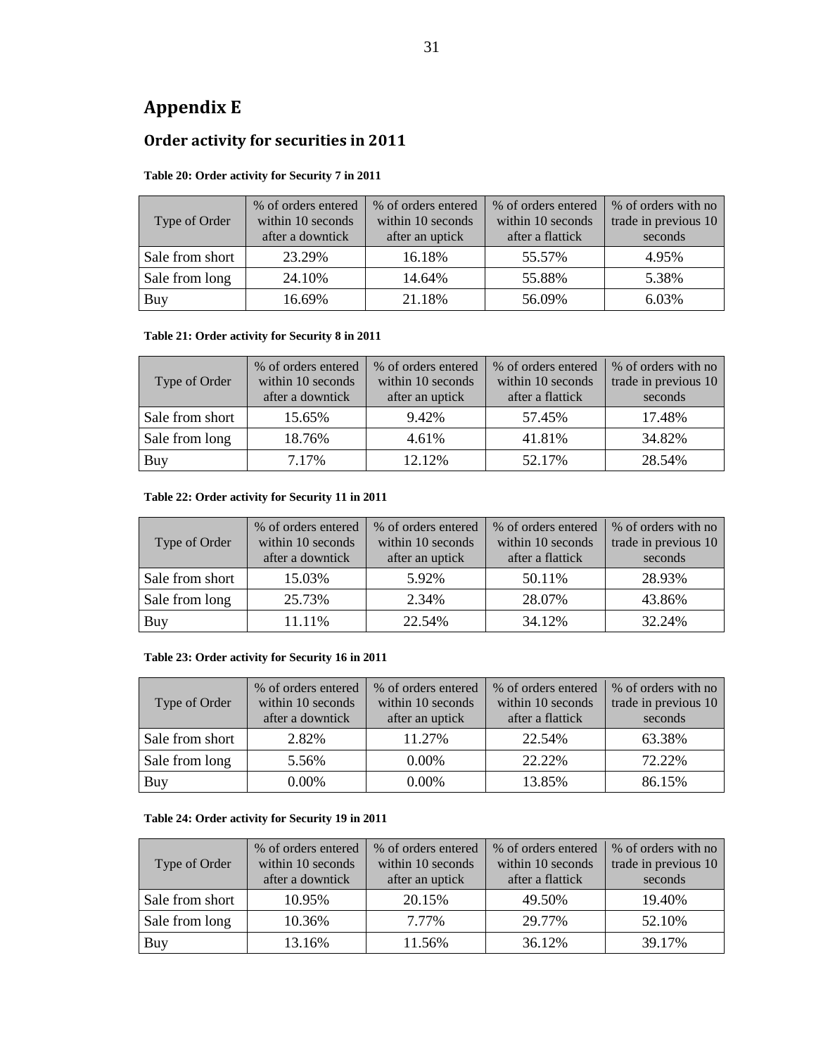# Appendix E

## Order activity for securities in 2011

**Table 20: Order activity for Security 7 in 2011**

| Type of Order | % of orders entered within 10 seconds after a downtick | % of orders entered within 10 seconds after an uptick | % of orders entered within 10 seconds after a flattick | % of orders with no trade in previous 10 seconds |
|---|---|---|---|---|
| Sale from short | 23.29% | 16.18% | 55.57% | 4.95% |
| Sale from long | 24.10% | 14.64% | 55.88% | 5.38% |
| Buy | 16.69% | 21.18% | 56.09% | 6.03% |

**Table 21: Order activity for Security 8 in 2011**

| Type of Order | % of orders entered within 10 seconds after a downtick | % of orders entered within 10 seconds after an uptick | % of orders entered within 10 seconds after a flattick | % of orders with no trade in previous 10 seconds |
|---|---|---|---|---|
| Sale from short | 15.65% | 9.42% | 57.45% | 17.48% |
| Sale from long | 18.76% | 4.61% | 41.81% | 34.82% |
| Buy | 7.17% | 12.12% | 52.17% | 28.54% |

**Table 22: Order activity for Security 11 in 2011**

| Type of Order | % of orders entered within 10 seconds after a downtick | % of orders entered within 10 seconds after an uptick | % of orders entered within 10 seconds after a flattick | % of orders with no trade in previous 10 seconds |
|---|---|---|---|---|
| Sale from short | 15.03% | 5.92% | 50.11% | 28.93% |
| Sale from long | 25.73% | 2.34% | 28.07% | 43.86% |
| Buy | 11.11% | 22.54% | 34.12% | 32.24% |

**Table 23: Order activity for Security 16 in 2011**

| Type of Order | % of orders entered within 10 seconds after a downtick | % of orders entered within 10 seconds after an uptick | % of orders entered within 10 seconds after a flattick | % of orders with no trade in previous 10 seconds |
|---|---|---|---|---|
| Sale from short | 2.82% | 11.27% | 22.54% | 63.38% |
| Sale from long | 5.56% | 0.00% | 22.22% | 72.22% |
| Buy | 0.00% | 0.00% | 13.85% | 86.15% |

**Table 24: Order activity for Security 19 in 2011**

| Type of Order | % of orders entered within 10 seconds after a downtick | % of orders entered within 10 seconds after an uptick | % of orders entered within 10 seconds after a flattick | % of orders with no trade in previous 10 seconds |
|---|---|---|---|---|
| Sale from short | 10.95% | 20.15% | 49.50% | 19.40% |
| Sale from long | 10.36% | 7.77% | 29.77% | 52.10% |
| Buy | 13.16% | 11.56% | 36.12% | 39.17% |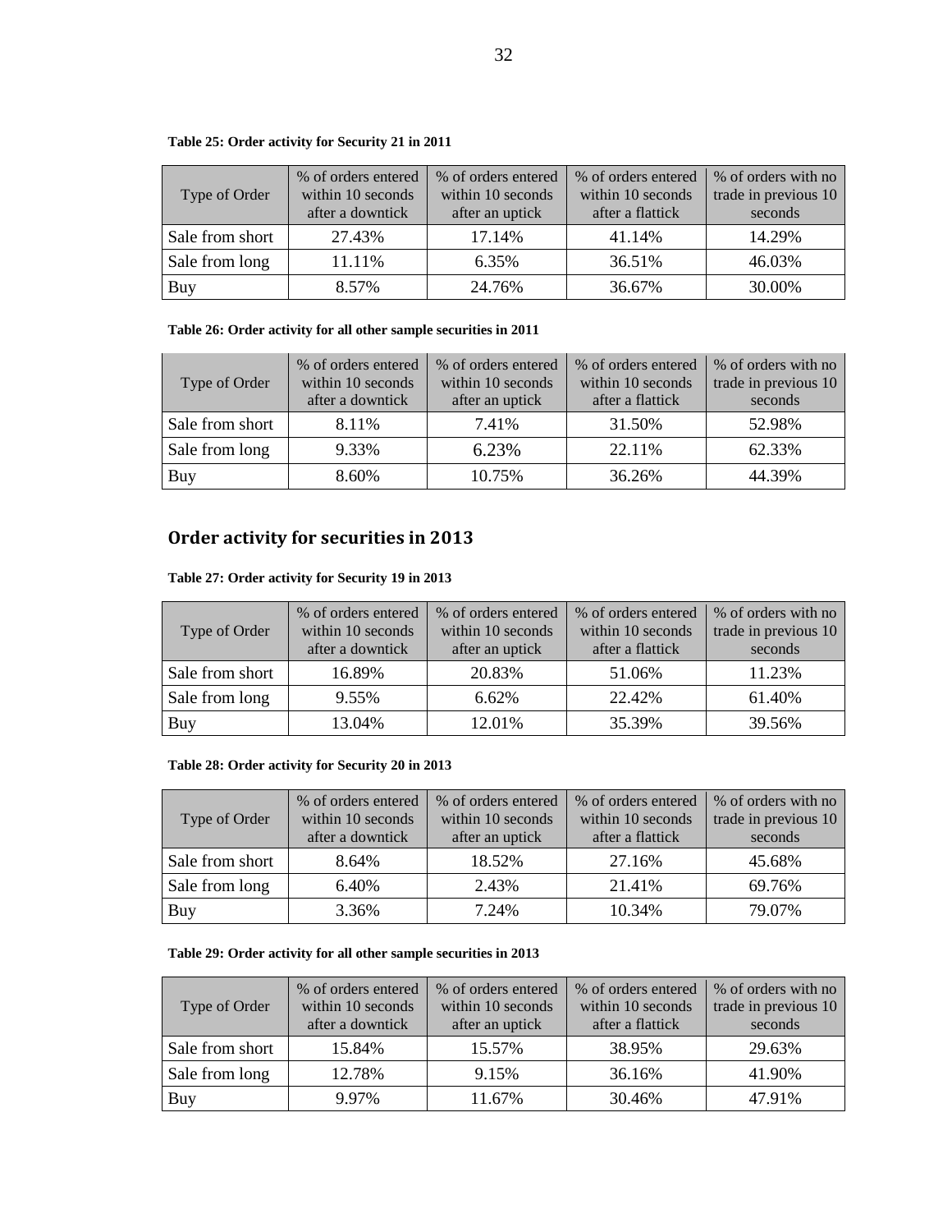**Table 25: Order activity for Security 21 in 2011**

| Type of Order | % of orders entered within 10 seconds after a downtick | % of orders entered within 10 seconds after an uptick | % of orders entered within 10 seconds after a flattick | % of orders with no trade in previous 10 seconds |
|---|---|---|---|---|
| Sale from short | 27.43% | 17.14% | 41.14% | 14.29% |
| Sale from long | 11.11% | 6.35% | 36.51% | 46.03% |
| Buy | 8.57% | 24.76% | 36.67% | 30.00% |

**Table 26: Order activity for all other sample securities in 2011**

| Type of Order | % of orders entered within 10 seconds after a downtick | % of orders entered within 10 seconds after an uptick | % of orders entered within 10 seconds after a flattick | % of orders with no trade in previous 10 seconds |
|---|---|---|---|---|
| Sale from short | 8.11% | 7.41% | 31.50% | 52.98% |
| Sale from long | 9.33% | 6.23% | 22.11% | 62.33% |
| Buy | 8.60% | 10.75% | 36.26% | 44.39% |

## Order activity for securities in 2013

**Table 27: Order activity for Security 19 in 2013**

| Type of Order | % of orders entered within 10 seconds after a downtick | % of orders entered within 10 seconds after an uptick | % of orders entered within 10 seconds after a flattick | % of orders with no trade in previous 10 seconds |
|---|---|---|---|---|
| Sale from short | 16.89% | 20.83% | 51.06% | 11.23% |
| Sale from long | 9.55% | 6.62% | 22.42% | 61.40% |
| Buy | 13.04% | 12.01% | 35.39% | 39.56% |

**Table 28: Order activity for Security 20 in 2013**

| Type of Order | % of orders entered within 10 seconds after a downtick | % of orders entered within 10 seconds after an uptick | % of orders entered within 10 seconds after a flattick | % of orders with no trade in previous 10 seconds |
|---|---|---|---|---|
| Sale from short | 8.64% | 18.52% | 27.16% | 45.68% |
| Sale from long | 6.40% | 2.43% | 21.41% | 69.76% |
| Buy | 3.36% | 7.24% | 10.34% | 79.07% |

**Table 29: Order activity for all other sample securities in 2013**

| Type of Order | % of orders entered within 10 seconds after a downtick | % of orders entered within 10 seconds after an uptick | % of orders entered within 10 seconds after a flattick | % of orders with no trade in previous 10 seconds |
|---|---|---|---|---|
| Sale from short | 15.84% | 15.57% | 38.95% | 29.63% |
| Sale from long | 12.78% | 9.15% | 36.16% | 41.90% |
| Buy | 9.97% | 11.67% | 30.46% | 47.91% |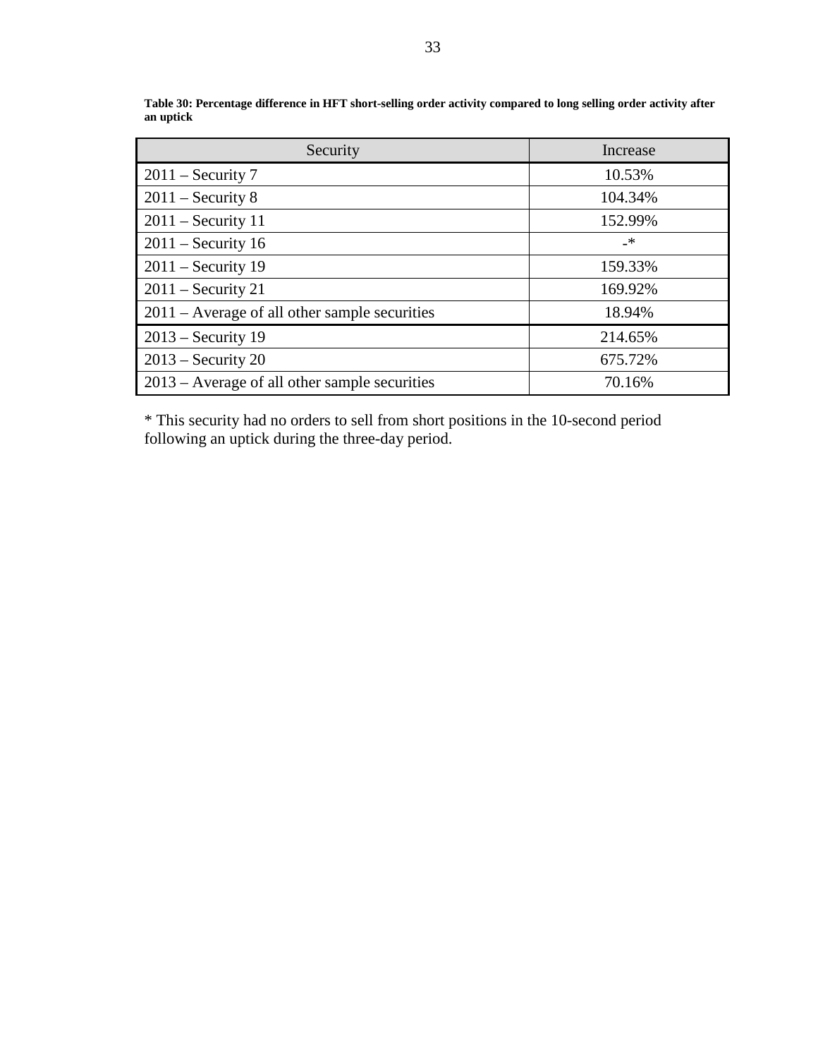**Table 30: Percentage difference in HFT short-selling order activity compared to long selling order activity after an uptick**

| Security | Increase |
| --- | --- |
| 2011 – Security 7 | 10.53% |
| 2011 – Security 8 | 104.34% |
| 2011 – Security 11 | 152.99% |
| 2011 – Security 16 | -* |
| 2011 – Security 19 | 159.33% |
| 2011 – Security 21 | 169.92% |
| 2011 – Average of all other sample securities | 18.94% |
| 2013 – Security 19 | 214.65% |
| 2013 – Security 20 | 675.72% |
| 2013 – Average of all other sample securities | 70.16% |

* This security had no orders to sell from short positions in the 10-second period following an uptick during the three-day period.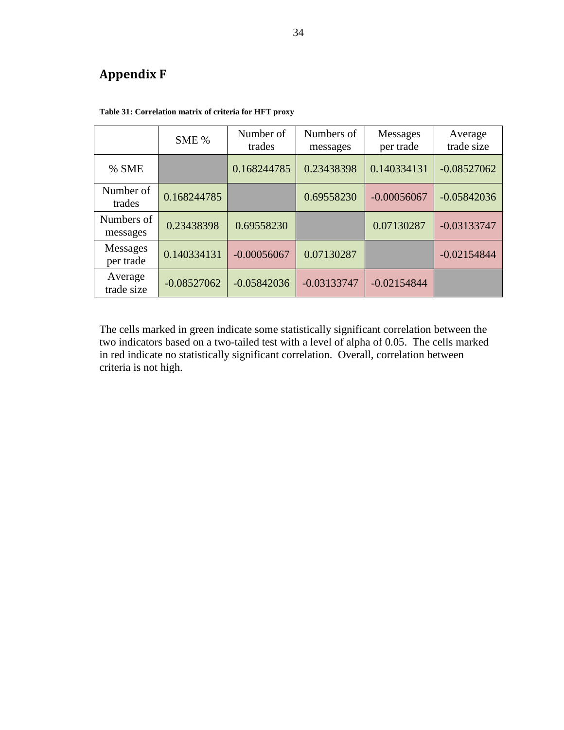## Appendix F

**Table 31: Correlation matrix of criteria for HFT proxy**

| | SME % | Number of trades | Numbers of messages | Messages per trade | Average trade size |
|---|---|---|---|---|---|
| % SME | | 0.168244785 | 0.23438398 | 0.140334131 | -0.08527062 |
| Number of trades | 0.168244785 | | 0.69558230 | -0.00056067 | -0.05842036 |
| Numbers of messages | 0.23438398 | 0.69558230 | | 0.07130287 | -0.03133747 |
| Messages per trade | 0.140334131 | -0.00056067 | 0.07130287 | | -0.02154844 |
| Average trade size | -0.08527062 | -0.05842036 | -0.03133747 | -0.02154844 | |

The cells marked in green indicate some statistically significant correlation between the two indicators based on a two-tailed test with a level of alpha of 0.05. The cells marked in red indicate no statistically significant correlation. Overall, correlation between criteria is not high.